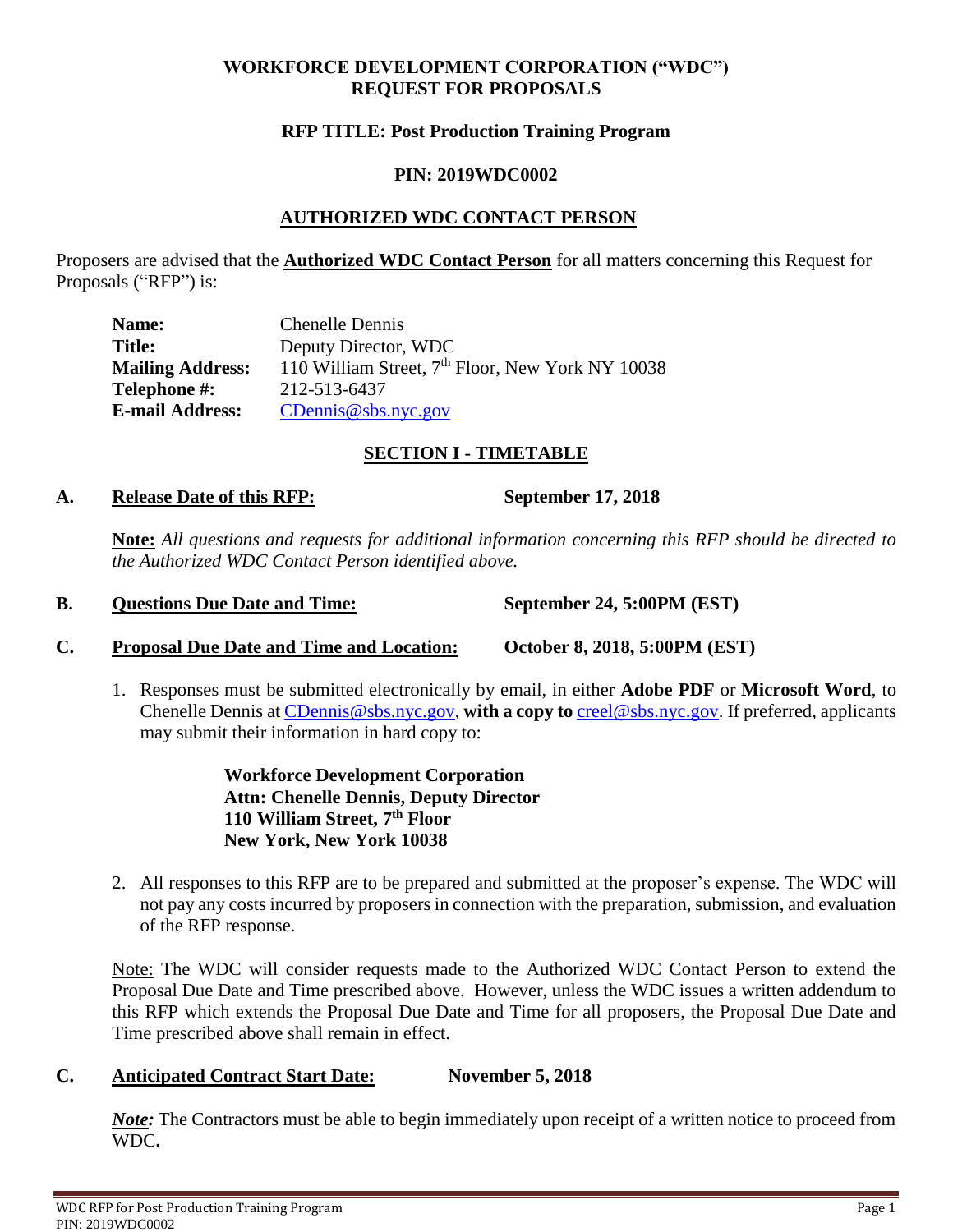**WORKFORCE DEVELOPMENT CORPORATION ("WDC")**
**REQUEST FOR PROPOSALS**

**RFP TITLE: Post Production Training Program**

**PIN: 2019WDC0002**

## AUTHORIZED WDC CONTACT PERSON

Proposers are advised that the **Authorized WDC Contact Person** for all matters concerning this Request for Proposals ("RFP") is:

| | |
|---|---|
| **Name:** | Chenelle Dennis |
| **Title:** | Deputy Director, WDC |
| **Mailing Address:** | 110 William Street, 7th Floor, New York NY 10038 |
| **Telephone #:** | 212-513-6437 |
| **E-mail Address:** | CDennis@sbs.nyc.gov |

## SECTION I - TIMETABLE

**A. Release Date of this RFP:** **September 17, 2018**

**Note:** *All questions and requests for additional information concerning this RFP should be directed to the Authorized WDC Contact Person identified above.*

**B. Questions Due Date and Time:** **September 24, 5:00PM (EST)**

**C. Proposal Due Date and Time and Location:** **October 8, 2018, 5:00PM (EST)**

1. Responses must be submitted electronically by email, in either **Adobe PDF** or **Microsoft Word**, to Chenelle Dennis at CDennis@sbs.nyc.gov, **with a copy to** creel@sbs.nyc.gov. If preferred, applicants may submit their information in hard copy to:

   **Workforce Development Corporation**
   **Attn: Chenelle Dennis, Deputy Director**
   **110 William Street, 7th Floor**
   **New York, New York 10038**

2. All responses to this RFP are to be prepared and submitted at the proposer's expense. The WDC will not pay any costs incurred by proposers in connection with the preparation, submission, and evaluation of the RFP response.

Note: The WDC will consider requests made to the Authorized WDC Contact Person to extend the Proposal Due Date and Time prescribed above. However, unless the WDC issues a written addendum to this RFP which extends the Proposal Due Date and Time for all proposers, the Proposal Due Date and Time prescribed above shall remain in effect.

**C. Anticipated Contract Start Date:** **November 5, 2018**

***Note:*** The Contractors must be able to begin immediately upon receipt of a written notice to proceed from WDC**.**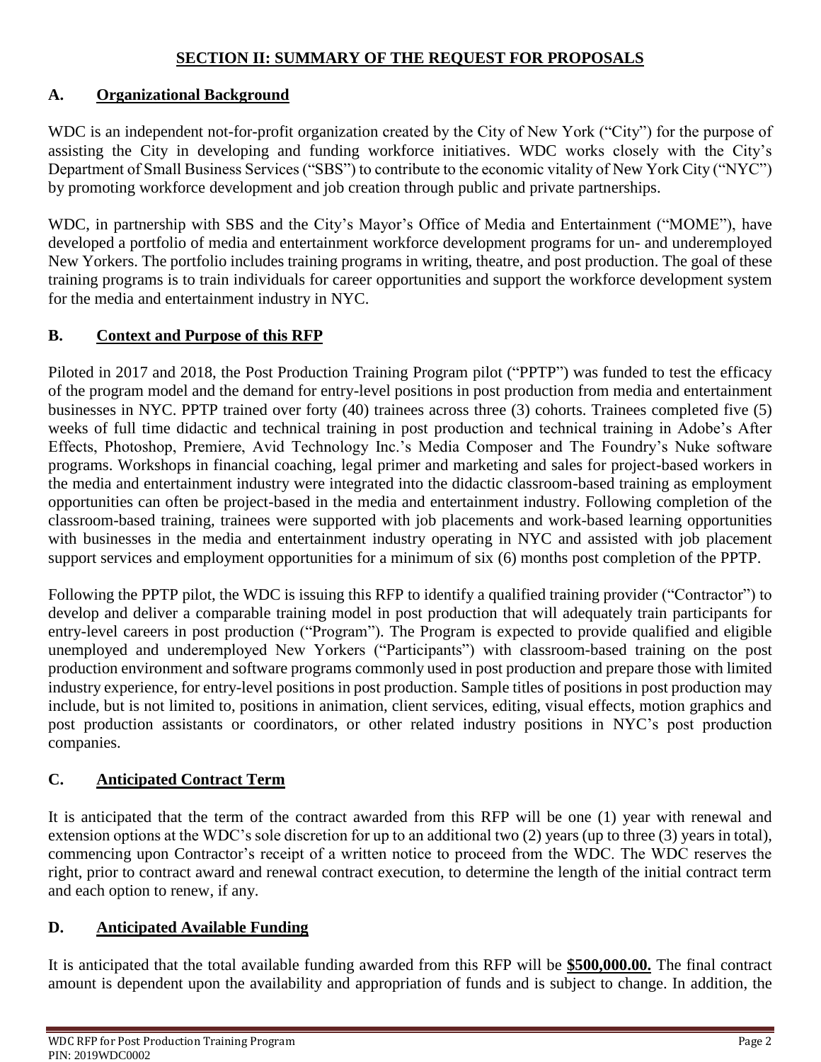## SECTION II: SUMMARY OF THE REQUEST FOR PROPOSALS

### A. Organizational Background

WDC is an independent not-for-profit organization created by the City of New York ("City") for the purpose of assisting the City in developing and funding workforce initiatives. WDC works closely with the City's Department of Small Business Services ("SBS") to contribute to the economic vitality of New York City ("NYC") by promoting workforce development and job creation through public and private partnerships.

WDC, in partnership with SBS and the City's Mayor's Office of Media and Entertainment ("MOME"), have developed a portfolio of media and entertainment workforce development programs for un- and underemployed New Yorkers. The portfolio includes training programs in writing, theatre, and post production. The goal of these training programs is to train individuals for career opportunities and support the workforce development system for the media and entertainment industry in NYC.

### B. Context and Purpose of this RFP

Piloted in 2017 and 2018, the Post Production Training Program pilot ("PPTP") was funded to test the efficacy of the program model and the demand for entry-level positions in post production from media and entertainment businesses in NYC. PPTP trained over forty (40) trainees across three (3) cohorts. Trainees completed five (5) weeks of full time didactic and technical training in post production and technical training in Adobe's After Effects, Photoshop, Premiere, Avid Technology Inc.'s Media Composer and The Foundry's Nuke software programs. Workshops in financial coaching, legal primer and marketing and sales for project-based workers in the media and entertainment industry were integrated into the didactic classroom-based training as employment opportunities can often be project-based in the media and entertainment industry. Following completion of the classroom-based training, trainees were supported with job placements and work-based learning opportunities with businesses in the media and entertainment industry operating in NYC and assisted with job placement support services and employment opportunities for a minimum of six (6) months post completion of the PPTP.

Following the PPTP pilot, the WDC is issuing this RFP to identify a qualified training provider ("Contractor") to develop and deliver a comparable training model in post production that will adequately train participants for entry-level careers in post production ("Program"). The Program is expected to provide qualified and eligible unemployed and underemployed New Yorkers ("Participants") with classroom-based training on the post production environment and software programs commonly used in post production and prepare those with limited industry experience, for entry-level positions in post production. Sample titles of positions in post production may include, but is not limited to, positions in animation, client services, editing, visual effects, motion graphics and post production assistants or coordinators, or other related industry positions in NYC's post production companies.

### C. Anticipated Contract Term

It is anticipated that the term of the contract awarded from this RFP will be one (1) year with renewal and extension options at the WDC's sole discretion for up to an additional two (2) years (up to three (3) years in total), commencing upon Contractor's receipt of a written notice to proceed from the WDC. The WDC reserves the right, prior to contract award and renewal contract execution, to determine the length of the initial contract term and each option to renew, if any.

### D. Anticipated Available Funding

It is anticipated that the total available funding awarded from this RFP will be **$500,000.00.** The final contract amount is dependent upon the availability and appropriation of funds and is subject to change. In addition, the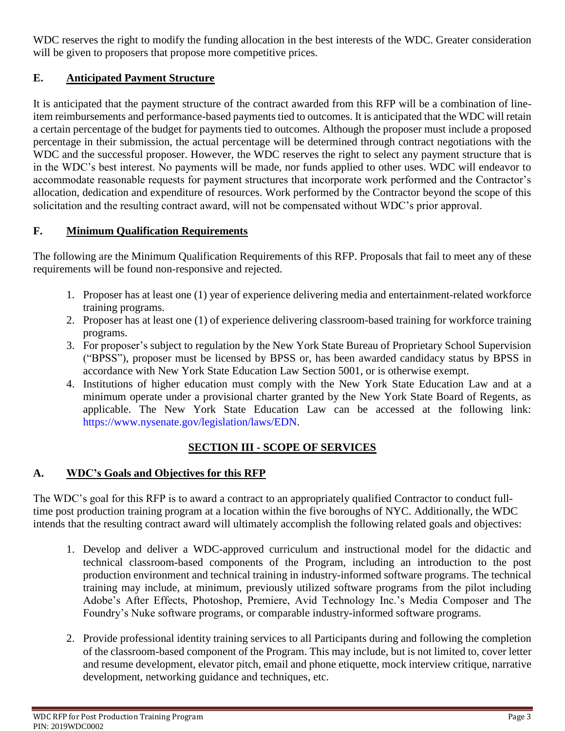WDC reserves the right to modify the funding allocation in the best interests of the WDC. Greater consideration will be given to proposers that propose more competitive prices.

### E. Anticipated Payment Structure

It is anticipated that the payment structure of the contract awarded from this RFP will be a combination of line-item reimbursements and performance-based payments tied to outcomes. It is anticipated that the WDC will retain a certain percentage of the budget for payments tied to outcomes. Although the proposer must include a proposed percentage in their submission, the actual percentage will be determined through contract negotiations with the WDC and the successful proposer. However, the WDC reserves the right to select any payment structure that is in the WDC's best interest. No payments will be made, nor funds applied to other uses. WDC will endeavor to accommodate reasonable requests for payment structures that incorporate work performed and the Contractor's allocation, dedication and expenditure of resources. Work performed by the Contractor beyond the scope of this solicitation and the resulting contract award, will not be compensated without WDC's prior approval.

### F. Minimum Qualification Requirements

The following are the Minimum Qualification Requirements of this RFP. Proposals that fail to meet any of these requirements will be found non-responsive and rejected.

1. Proposer has at least one (1) year of experience delivering media and entertainment-related workforce training programs.
2. Proposer has at least one (1) of experience delivering classroom-based training for workforce training programs.
3. For proposer's subject to regulation by the New York State Bureau of Proprietary School Supervision ("BPSS"), proposer must be licensed by BPSS or, has been awarded candidacy status by BPSS in accordance with New York State Education Law Section 5001, or is otherwise exempt.
4. Institutions of higher education must comply with the New York State Education Law and at a minimum operate under a provisional charter granted by the New York State Board of Regents, as applicable. The New York State Education Law can be accessed at the following link: https://www.nysenate.gov/legislation/laws/EDN.

## SECTION III - SCOPE OF SERVICES

### A. WDC's Goals and Objectives for this RFP

The WDC's goal for this RFP is to award a contract to an appropriately qualified Contractor to conduct full-time post production training program at a location within the five boroughs of NYC. Additionally, the WDC intends that the resulting contract award will ultimately accomplish the following related goals and objectives:

1. Develop and deliver a WDC-approved curriculum and instructional model for the didactic and technical classroom-based components of the Program, including an introduction to the post production environment and technical training in industry-informed software programs. The technical training may include, at minimum, previously utilized software programs from the pilot including Adobe's After Effects, Photoshop, Premiere, Avid Technology Inc.'s Media Composer and The Foundry's Nuke software programs, or comparable industry-informed software programs.

2. Provide professional identity training services to all Participants during and following the completion of the classroom-based component of the Program. This may include, but is not limited to, cover letter and resume development, elevator pitch, email and phone etiquette, mock interview critique, narrative development, networking guidance and techniques, etc.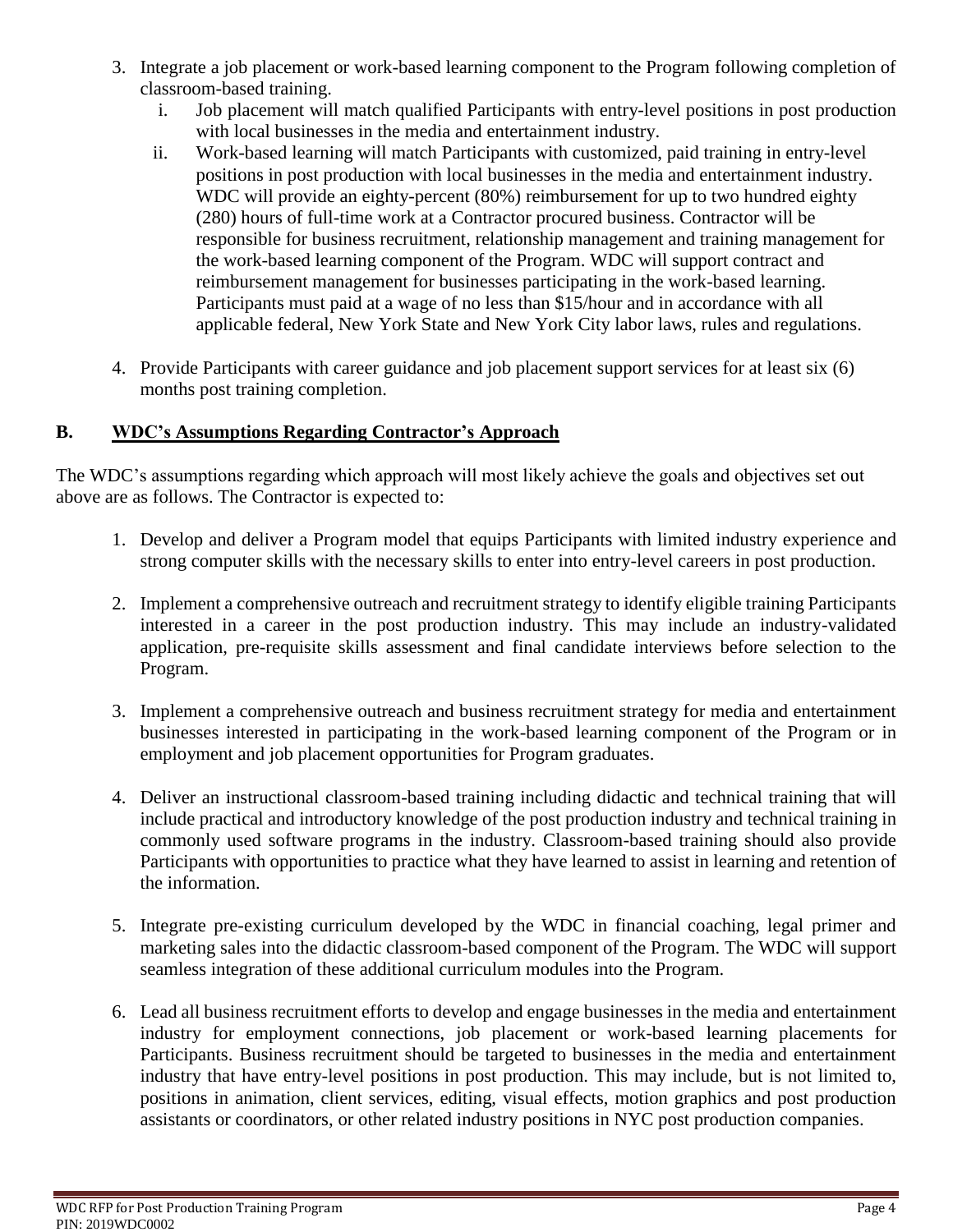3. Integrate a job placement or work-based learning component to the Program following completion of classroom-based training.
   i. Job placement will match qualified Participants with entry-level positions in post production with local businesses in the media and entertainment industry.
   ii. Work-based learning will match Participants with customized, paid training in entry-level positions in post production with local businesses in the media and entertainment industry. WDC will provide an eighty-percent (80%) reimbursement for up to two hundred eighty (280) hours of full-time work at a Contractor procured business. Contractor will be responsible for business recruitment, relationship management and training management for the work-based learning component of the Program. WDC will support contract and reimbursement management for businesses participating in the work-based learning. Participants must paid at a wage of no less than $15/hour and in accordance with all applicable federal, New York State and New York City labor laws, rules and regulations.

4. Provide Participants with career guidance and job placement support services for at least six (6) months post training completion.

## B. WDC's Assumptions Regarding Contractor's Approach

The WDC's assumptions regarding which approach will most likely achieve the goals and objectives set out above are as follows. The Contractor is expected to:

1. Develop and deliver a Program model that equips Participants with limited industry experience and strong computer skills with the necessary skills to enter into entry-level careers in post production.

2. Implement a comprehensive outreach and recruitment strategy to identify eligible training Participants interested in a career in the post production industry. This may include an industry-validated application, pre-requisite skills assessment and final candidate interviews before selection to the Program.

3. Implement a comprehensive outreach and business recruitment strategy for media and entertainment businesses interested in participating in the work-based learning component of the Program or in employment and job placement opportunities for Program graduates.

4. Deliver an instructional classroom-based training including didactic and technical training that will include practical and introductory knowledge of the post production industry and technical training in commonly used software programs in the industry. Classroom-based training should also provide Participants with opportunities to practice what they have learned to assist in learning and retention of the information.

5. Integrate pre-existing curriculum developed by the WDC in financial coaching, legal primer and marketing sales into the didactic classroom-based component of the Program. The WDC will support seamless integration of these additional curriculum modules into the Program.

6. Lead all business recruitment efforts to develop and engage businesses in the media and entertainment industry for employment connections, job placement or work-based learning placements for Participants. Business recruitment should be targeted to businesses in the media and entertainment industry that have entry-level positions in post production. This may include, but is not limited to, positions in animation, client services, editing, visual effects, motion graphics and post production assistants or coordinators, or other related industry positions in NYC post production companies.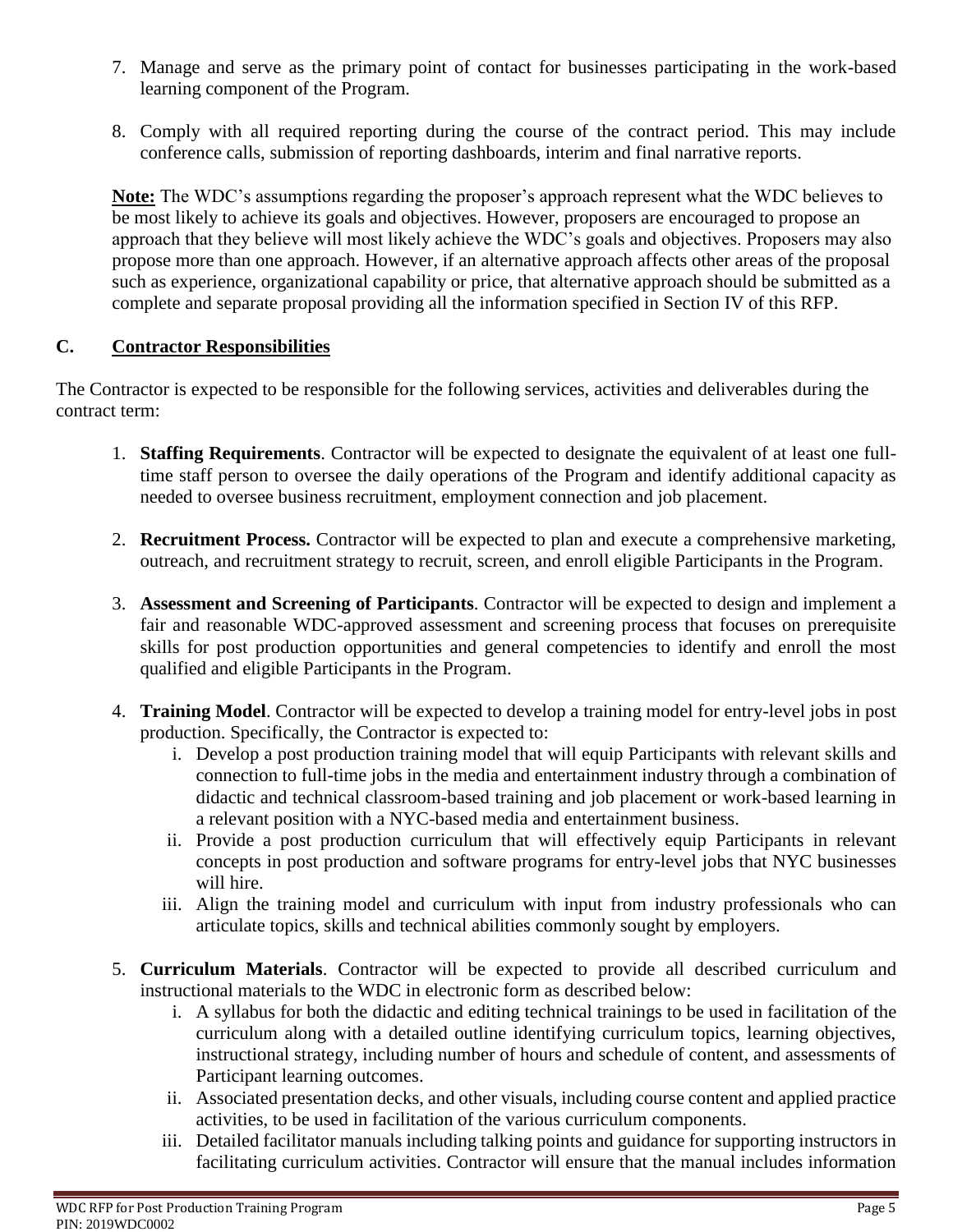7. Manage and serve as the primary point of contact for businesses participating in the work-based learning component of the Program.

8. Comply with all required reporting during the course of the contract period. This may include conference calls, submission of reporting dashboards, interim and final narrative reports.

**Note:** The WDC's assumptions regarding the proposer's approach represent what the WDC believes to be most likely to achieve its goals and objectives. However, proposers are encouraged to propose an approach that they believe will most likely achieve the WDC's goals and objectives. Proposers may also propose more than one approach. However, if an alternative approach affects other areas of the proposal such as experience, organizational capability or price, that alternative approach should be submitted as a complete and separate proposal providing all the information specified in Section IV of this RFP.

### C. Contractor Responsibilities

The Contractor is expected to be responsible for the following services, activities and deliverables during the contract term:

1. **Staffing Requirements**. Contractor will be expected to designate the equivalent of at least one full-time staff person to oversee the daily operations of the Program and identify additional capacity as needed to oversee business recruitment, employment connection and job placement.

2. **Recruitment Process.** Contractor will be expected to plan and execute a comprehensive marketing, outreach, and recruitment strategy to recruit, screen, and enroll eligible Participants in the Program.

3. **Assessment and Screening of Participants**. Contractor will be expected to design and implement a fair and reasonable WDC-approved assessment and screening process that focuses on prerequisite skills for post production opportunities and general competencies to identify and enroll the most qualified and eligible Participants in the Program.

4. **Training Model**. Contractor will be expected to develop a training model for entry-level jobs in post production. Specifically, the Contractor is expected to:
   i. Develop a post production training model that will equip Participants with relevant skills and connection to full-time jobs in the media and entertainment industry through a combination of didactic and technical classroom-based training and job placement or work-based learning in a relevant position with a NYC-based media and entertainment business.
   ii. Provide a post production curriculum that will effectively equip Participants in relevant concepts in post production and software programs for entry-level jobs that NYC businesses will hire.
   iii. Align the training model and curriculum with input from industry professionals who can articulate topics, skills and technical abilities commonly sought by employers.

5. **Curriculum Materials**. Contractor will be expected to provide all described curriculum and instructional materials to the WDC in electronic form as described below:
   i. A syllabus for both the didactic and editing technical trainings to be used in facilitation of the curriculum along with a detailed outline identifying curriculum topics, learning objectives, instructional strategy, including number of hours and schedule of content, and assessments of Participant learning outcomes.
   ii. Associated presentation decks, and other visuals, including course content and applied practice activities, to be used in facilitation of the various curriculum components.
   iii. Detailed facilitator manuals including talking points and guidance for supporting instructors in facilitating curriculum activities. Contractor will ensure that the manual includes information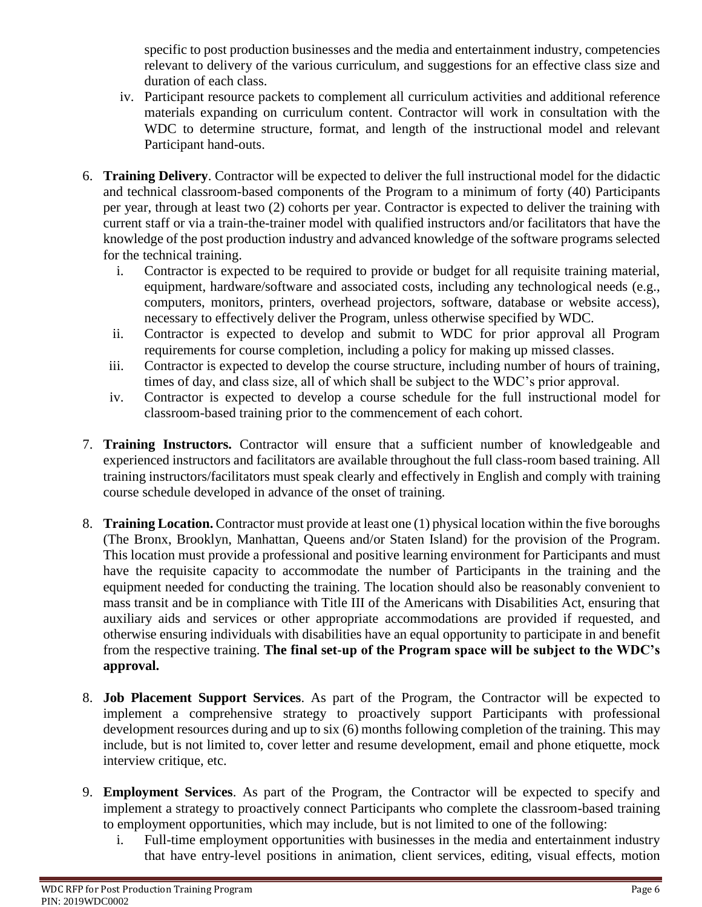specific to post production businesses and the media and entertainment industry, competencies relevant to delivery of the various curriculum, and suggestions for an effective class size and duration of each class.

iv. Participant resource packets to complement all curriculum activities and additional reference materials expanding on curriculum content. Contractor will work in consultation with the WDC to determine structure, format, and length of the instructional model and relevant Participant hand-outs.

6. **Training Delivery**. Contractor will be expected to deliver the full instructional model for the didactic and technical classroom-based components of the Program to a minimum of forty (40) Participants per year, through at least two (2) cohorts per year. Contractor is expected to deliver the training with current staff or via a train-the-trainer model with qualified instructors and/or facilitators that have the knowledge of the post production industry and advanced knowledge of the software programs selected for the technical training.
   i. Contractor is expected to be required to provide or budget for all requisite training material, equipment, hardware/software and associated costs, including any technological needs (e.g., computers, monitors, printers, overhead projectors, software, database or website access), necessary to effectively deliver the Program, unless otherwise specified by WDC.
   ii. Contractor is expected to develop and submit to WDC for prior approval all Program requirements for course completion, including a policy for making up missed classes.
   iii. Contractor is expected to develop the course structure, including number of hours of training, times of day, and class size, all of which shall be subject to the WDC's prior approval.
   iv. Contractor is expected to develop a course schedule for the full instructional model for classroom-based training prior to the commencement of each cohort.

7. **Training Instructors.** Contractor will ensure that a sufficient number of knowledgeable and experienced instructors and facilitators are available throughout the full class-room based training. All training instructors/facilitators must speak clearly and effectively in English and comply with training course schedule developed in advance of the onset of training.

8. **Training Location.** Contractor must provide at least one (1) physical location within the five boroughs (The Bronx, Brooklyn, Manhattan, Queens and/or Staten Island) for the provision of the Program. This location must provide a professional and positive learning environment for Participants and must have the requisite capacity to accommodate the number of Participants in the training and the equipment needed for conducting the training. The location should also be reasonably convenient to mass transit and be in compliance with Title III of the Americans with Disabilities Act, ensuring that auxiliary aids and services or other appropriate accommodations are provided if requested, and otherwise ensuring individuals with disabilities have an equal opportunity to participate in and benefit from the respective training. **The final set-up of the Program space will be subject to the WDC's approval.**

8. **Job Placement Support Services**. As part of the Program, the Contractor will be expected to implement a comprehensive strategy to proactively support Participants with professional development resources during and up to six (6) months following completion of the training. This may include, but is not limited to, cover letter and resume development, email and phone etiquette, mock interview critique, etc.

9. **Employment Services**. As part of the Program, the Contractor will be expected to specify and implement a strategy to proactively connect Participants who complete the classroom-based training to employment opportunities, which may include, but is not limited to one of the following:
   i. Full-time employment opportunities with businesses in the media and entertainment industry that have entry-level positions in animation, client services, editing, visual effects, motion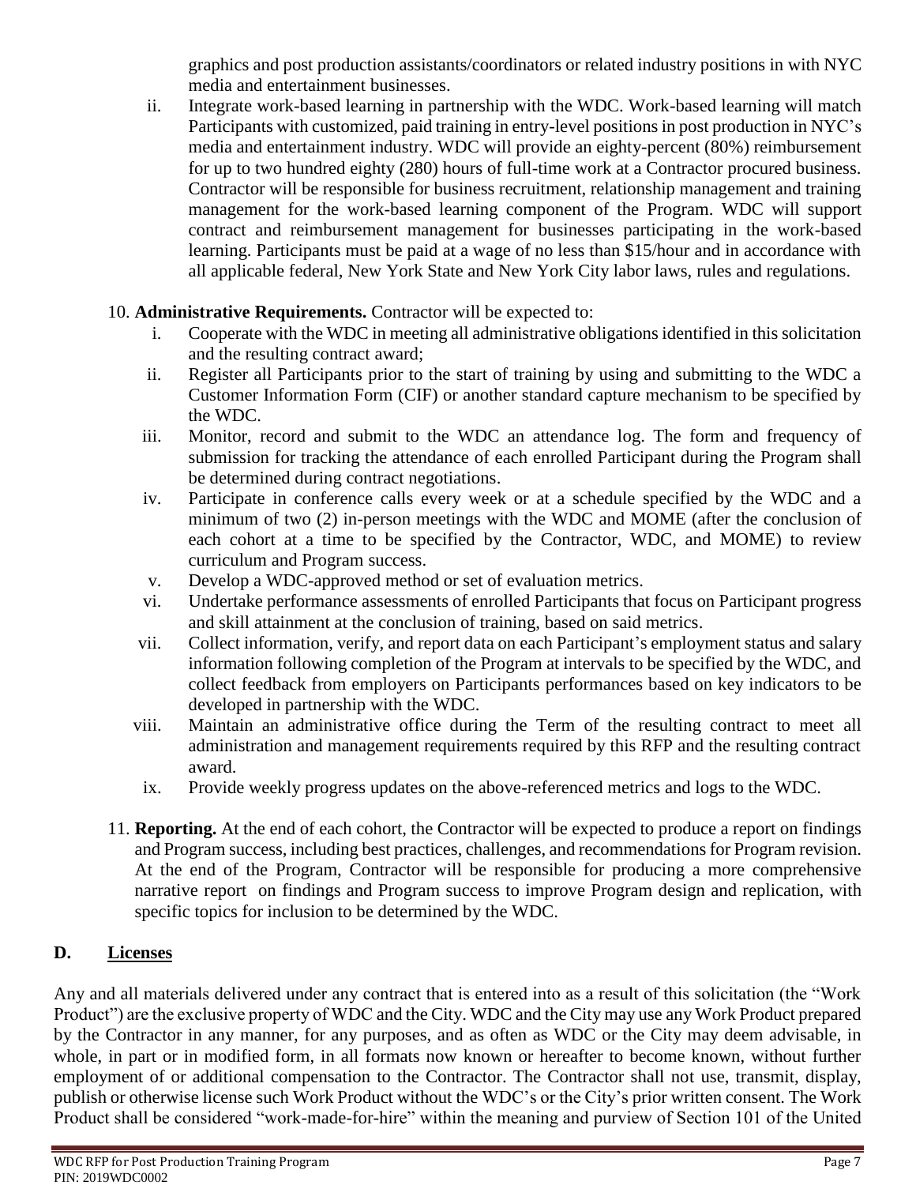graphics and post production assistants/coordinators or related industry positions in with NYC media and entertainment businesses.

ii. Integrate work-based learning in partnership with the WDC. Work-based learning will match Participants with customized, paid training in entry-level positions in post production in NYC's media and entertainment industry. WDC will provide an eighty-percent (80%) reimbursement for up to two hundred eighty (280) hours of full-time work at a Contractor procured business. Contractor will be responsible for business recruitment, relationship management and training management for the work-based learning component of the Program. WDC will support contract and reimbursement management for businesses participating in the work-based learning. Participants must be paid at a wage of no less than $15/hour and in accordance with all applicable federal, New York State and New York City labor laws, rules and regulations.

10. **Administrative Requirements.** Contractor will be expected to:
    i. Cooperate with the WDC in meeting all administrative obligations identified in this solicitation and the resulting contract award;
    ii. Register all Participants prior to the start of training by using and submitting to the WDC a Customer Information Form (CIF) or another standard capture mechanism to be specified by the WDC.
    iii. Monitor, record and submit to the WDC an attendance log. The form and frequency of submission for tracking the attendance of each enrolled Participant during the Program shall be determined during contract negotiations.
    iv. Participate in conference calls every week or at a schedule specified by the WDC and a minimum of two (2) in-person meetings with the WDC and MOME (after the conclusion of each cohort at a time to be specified by the Contractor, WDC, and MOME) to review curriculum and Program success.
    v. Develop a WDC-approved method or set of evaluation metrics.
    vi. Undertake performance assessments of enrolled Participants that focus on Participant progress and skill attainment at the conclusion of training, based on said metrics.
    vii. Collect information, verify, and report data on each Participant's employment status and salary information following completion of the Program at intervals to be specified by the WDC, and collect feedback from employers on Participants performances based on key indicators to be developed in partnership with the WDC.
    viii. Maintain an administrative office during the Term of the resulting contract to meet all administration and management requirements required by this RFP and the resulting contract award.
    ix. Provide weekly progress updates on the above-referenced metrics and logs to the WDC.

11. **Reporting.** At the end of each cohort, the Contractor will be expected to produce a report on findings and Program success, including best practices, challenges, and recommendations for Program revision. At the end of the Program, Contractor will be responsible for producing a more comprehensive narrative report on findings and Program success to improve Program design and replication, with specific topics for inclusion to be determined by the WDC.

## D. Licenses

Any and all materials delivered under any contract that is entered into as a result of this solicitation (the "Work Product") are the exclusive property of WDC and the City. WDC and the City may use any Work Product prepared by the Contractor in any manner, for any purposes, and as often as WDC or the City may deem advisable, in whole, in part or in modified form, in all formats now known or hereafter to become known, without further employment of or additional compensation to the Contractor. The Contractor shall not use, transmit, display, publish or otherwise license such Work Product without the WDC's or the City's prior written consent. The Work Product shall be considered "work-made-for-hire" within the meaning and purview of Section 101 of the United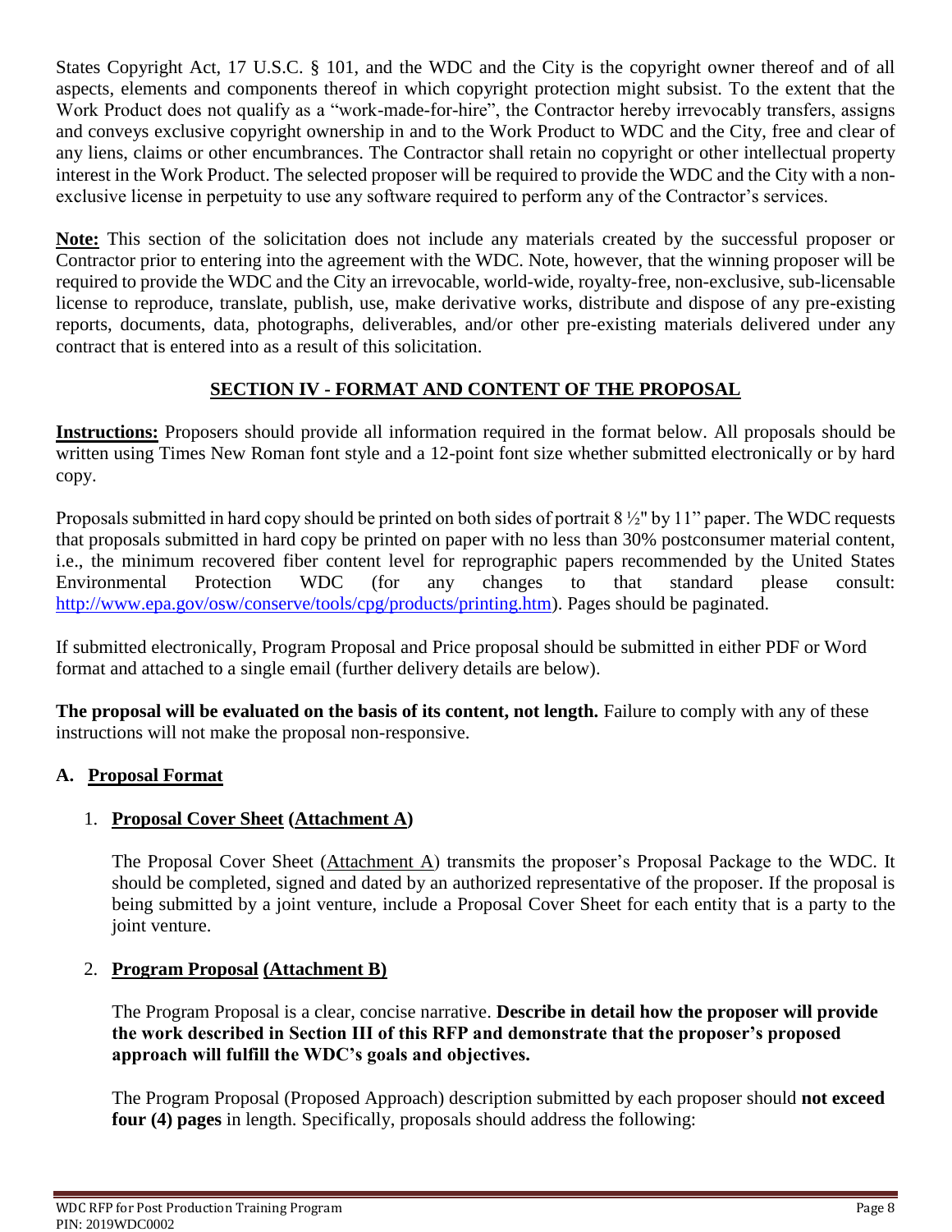States Copyright Act, 17 U.S.C. § 101, and the WDC and the City is the copyright owner thereof and of all aspects, elements and components thereof in which copyright protection might subsist. To the extent that the Work Product does not qualify as a "work-made-for-hire", the Contractor hereby irrevocably transfers, assigns and conveys exclusive copyright ownership in and to the Work Product to WDC and the City, free and clear of any liens, claims or other encumbrances. The Contractor shall retain no copyright or other intellectual property interest in the Work Product. The selected proposer will be required to provide the WDC and the City with a non-exclusive license in perpetuity to use any software required to perform any of the Contractor's services.

**Note:** This section of the solicitation does not include any materials created by the successful proposer or Contractor prior to entering into the agreement with the WDC. Note, however, that the winning proposer will be required to provide the WDC and the City an irrevocable, world-wide, royalty-free, non-exclusive, sub-licensable license to reproduce, translate, publish, use, make derivative works, distribute and dispose of any pre-existing reports, documents, data, photographs, deliverables, and/or other pre-existing materials delivered under any contract that is entered into as a result of this solicitation.

## SECTION IV - FORMAT AND CONTENT OF THE PROPOSAL

**Instructions:** Proposers should provide all information required in the format below. All proposals should be written using Times New Roman font style and a 12-point font size whether submitted electronically or by hard copy.

Proposals submitted in hard copy should be printed on both sides of portrait 8 ½" by 11" paper. The WDC requests that proposals submitted in hard copy be printed on paper with no less than 30% postconsumer material content, i.e., the minimum recovered fiber content level for reprographic papers recommended by the United States Environmental Protection WDC (for any changes to that standard please consult: http://www.epa.gov/osw/conserve/tools/cpg/products/printing.htm). Pages should be paginated.

If submitted electronically, Program Proposal and Price proposal should be submitted in either PDF or Word format and attached to a single email (further delivery details are below).

**The proposal will be evaluated on the basis of its content, not length.** Failure to comply with any of these instructions will not make the proposal non-responsive.

### A. Proposal Format

1. **Proposal Cover Sheet (Attachment A)**

   The Proposal Cover Sheet (Attachment A) transmits the proposer's Proposal Package to the WDC. It should be completed, signed and dated by an authorized representative of the proposer. If the proposal is being submitted by a joint venture, include a Proposal Cover Sheet for each entity that is a party to the joint venture.

2. **Program Proposal (Attachment B)**

   The Program Proposal is a clear, concise narrative. **Describe in detail how the proposer will provide the work described in Section III of this RFP and demonstrate that the proposer's proposed approach will fulfill the WDC's goals and objectives.**

   The Program Proposal (Proposed Approach) description submitted by each proposer should **not exceed four (4) pages** in length. Specifically, proposals should address the following: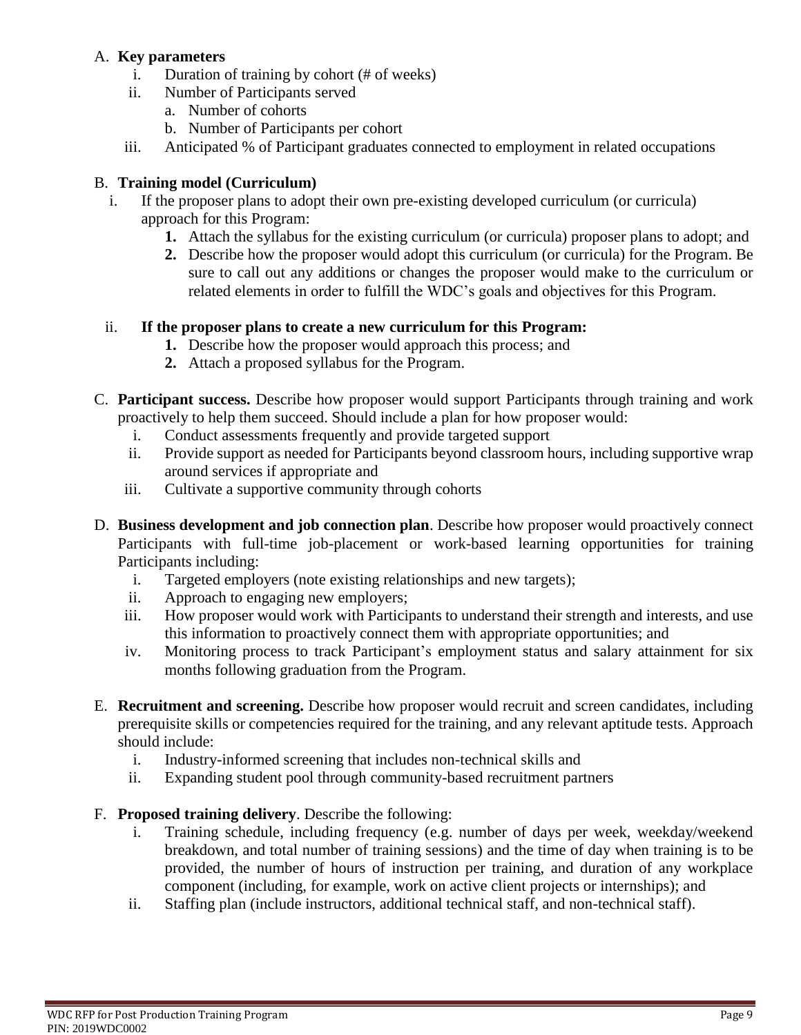A. **Key parameters**
   i. Duration of training by cohort (# of weeks)
   ii. Number of Participants served
      a. Number of cohorts
      b. Number of Participants per cohort
   iii. Anticipated % of Participant graduates connected to employment in related occupations

B. **Training model (Curriculum)**
   i. If the proposer plans to adopt their own pre-existing developed curriculum (or curricula) approach for this Program:
      **1.** Attach the syllabus for the existing curriculum (or curricula) proposer plans to adopt; and
      **2.** Describe how the proposer would adopt this curriculum (or curricula) for the Program. Be sure to call out any additions or changes the proposer would make to the curriculum or related elements in order to fulfill the WDC's goals and objectives for this Program.

   ii. **If the proposer plans to create a new curriculum for this Program:**
      **1.** Describe how the proposer would approach this process; and
      **2.** Attach a proposed syllabus for the Program.

C. **Participant success.** Describe how proposer would support Participants through training and work proactively to help them succeed. Should include a plan for how proposer would:
   i. Conduct assessments frequently and provide targeted support
   ii. Provide support as needed for Participants beyond classroom hours, including supportive wrap around services if appropriate and
   iii. Cultivate a supportive community through cohorts

D. **Business development and job connection plan**. Describe how proposer would proactively connect Participants with full-time job-placement or work-based learning opportunities for training Participants including:
   i. Targeted employers (note existing relationships and new targets);
   ii. Approach to engaging new employers;
   iii. How proposer would work with Participants to understand their strength and interests, and use this information to proactively connect them with appropriate opportunities; and
   iv. Monitoring process to track Participant's employment status and salary attainment for six months following graduation from the Program.

E. **Recruitment and screening.** Describe how proposer would recruit and screen candidates, including prerequisite skills or competencies required for the training, and any relevant aptitude tests. Approach should include:
   i. Industry-informed screening that includes non-technical skills and
   ii. Expanding student pool through community-based recruitment partners

F. **Proposed training delivery**. Describe the following:
   i. Training schedule, including frequency (e.g. number of days per week, weekday/weekend breakdown, and total number of training sessions) and the time of day when training is to be provided, the number of hours of instruction per training, and duration of any workplace component (including, for example, work on active client projects or internships); and
   ii. Staffing plan (include instructors, additional technical staff, and non-technical staff).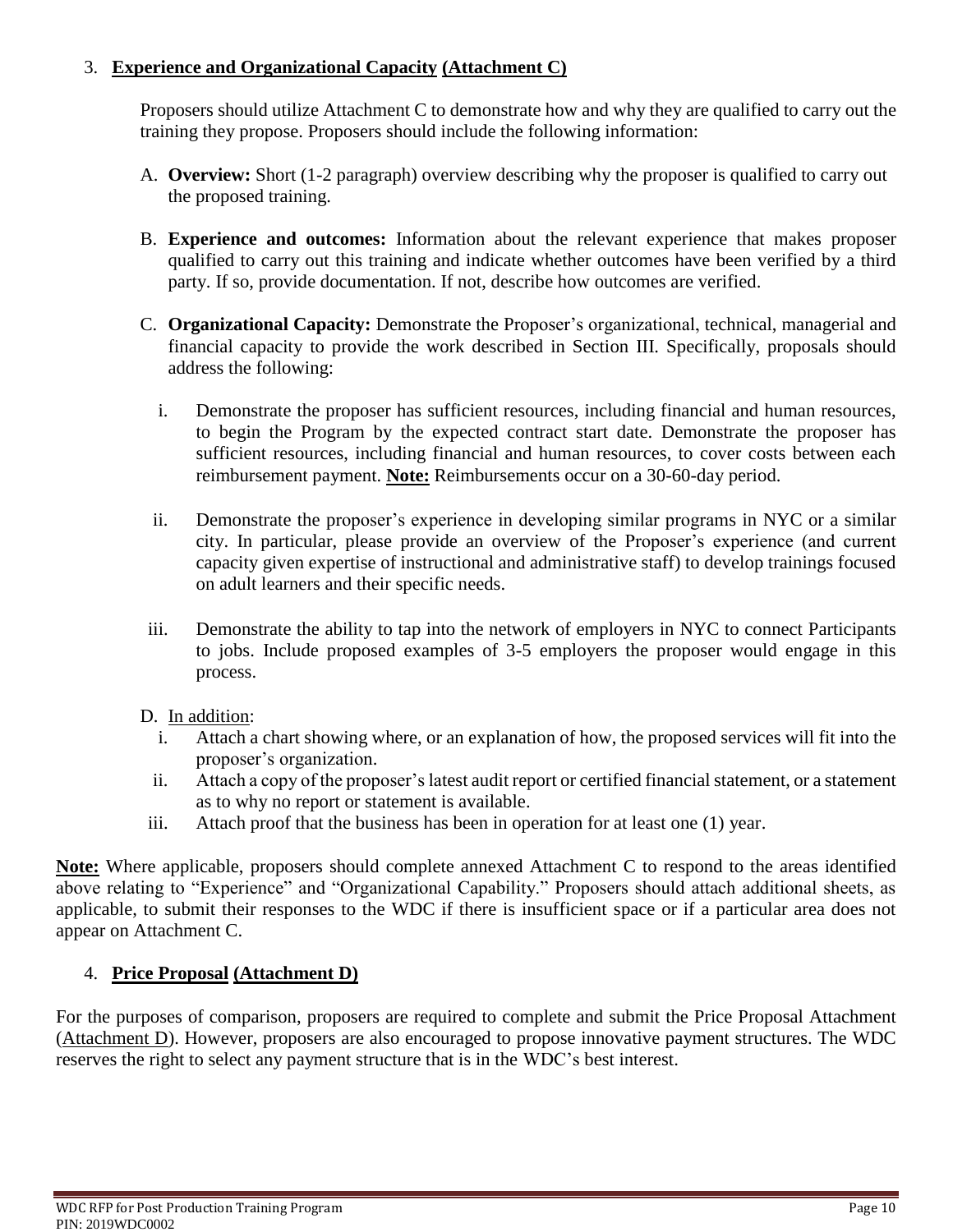3. **<u>Experience and Organizational Capacity</u> <u>(Attachment C)</u>**

   Proposers should utilize Attachment C to demonstrate how and why they are qualified to carry out the training they propose. Proposers should include the following information:

   A. **Overview:** Short (1-2 paragraph) overview describing why the proposer is qualified to carry out the proposed training.

   B. **Experience and outcomes:** Information about the relevant experience that makes proposer qualified to carry out this training and indicate whether outcomes have been verified by a third party. If so, provide documentation. If not, describe how outcomes are verified.

   C. **Organizational Capacity:** Demonstrate the Proposer's organizational, technical, managerial and financial capacity to provide the work described in Section III. Specifically, proposals should address the following:

      i. Demonstrate the proposer has sufficient resources, including financial and human resources, to begin the Program by the expected contract start date. Demonstrate the proposer has sufficient resources, including financial and human resources, to cover costs between each reimbursement payment. **<u>Note:</u>** Reimbursements occur on a 30-60-day period.

      ii. Demonstrate the proposer's experience in developing similar programs in NYC or a similar city. In particular, please provide an overview of the Proposer's experience (and current capacity given expertise of instructional and administrative staff) to develop trainings focused on adult learners and their specific needs.

      iii. Demonstrate the ability to tap into the network of employers in NYC to connect Participants to jobs. Include proposed examples of 3-5 employers the proposer would engage in this process.

   D. <u>In addition</u>:
      i. Attach a chart showing where, or an explanation of how, the proposed services will fit into the proposer's organization.
      ii. Attach a copy of the proposer's latest audit report or certified financial statement, or a statement as to why no report or statement is available.
      iii. Attach proof that the business has been in operation for at least one (1) year.

**<u>Note:</u>** Where applicable, proposers should complete annexed Attachment C to respond to the areas identified above relating to "Experience" and "Organizational Capability." Proposers should attach additional sheets, as applicable, to submit their responses to the WDC if there is insufficient space or if a particular area does not appear on Attachment C.

4. **<u>Price Proposal</u> <u>(Attachment D)</u>**

For the purposes of comparison, proposers are required to complete and submit the Price Proposal Attachment (<u>Attachment D</u>). However, proposers are also encouraged to propose innovative payment structures. The WDC reserves the right to select any payment structure that is in the WDC's best interest.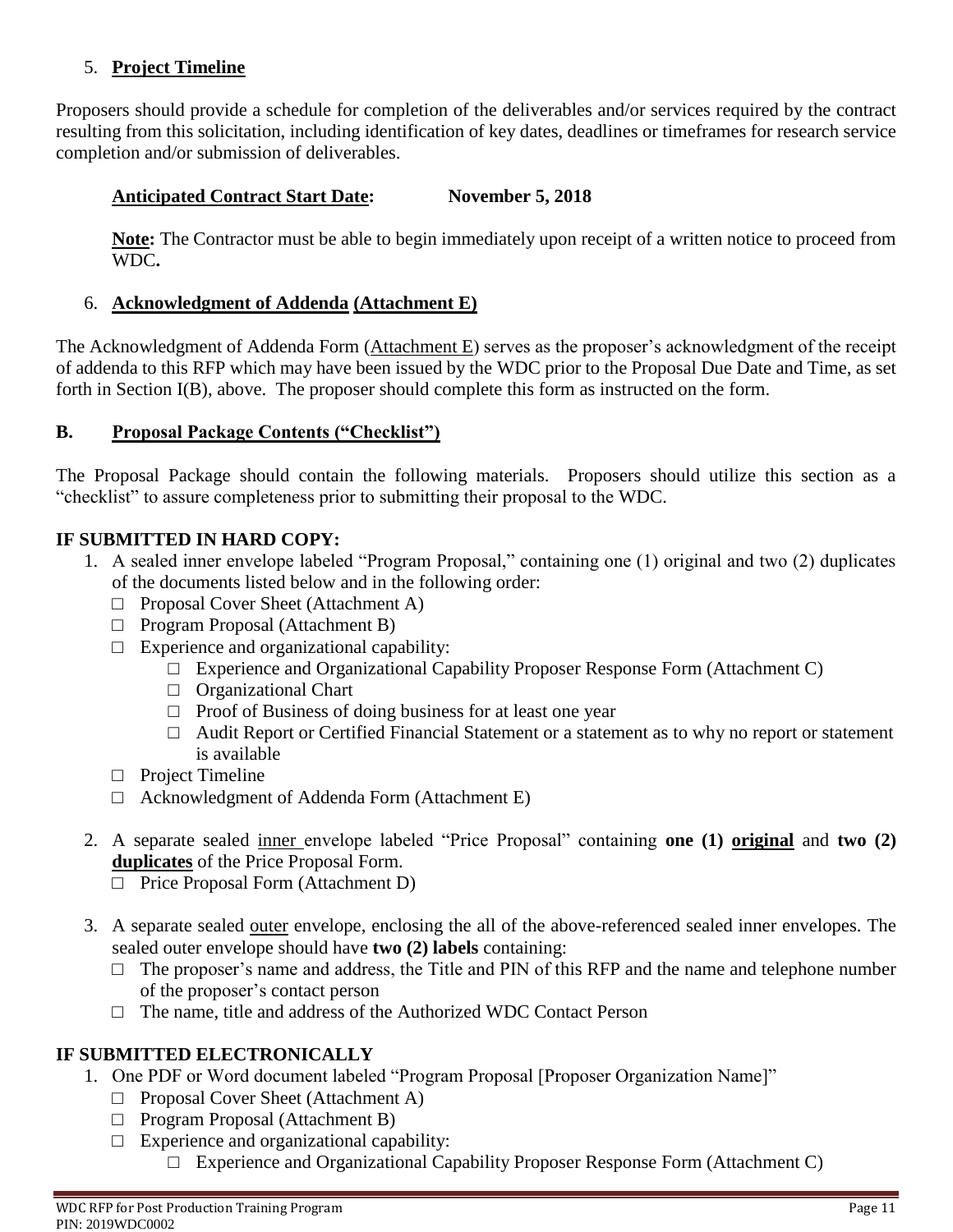5. **Project Timeline**

Proposers should provide a schedule for completion of the deliverables and/or services required by the contract resulting from this solicitation, including identification of key dates, deadlines or timeframes for research service completion and/or submission of deliverables.

**Anticipated Contract Start Date:** **November 5, 2018**

**Note:** The Contractor must be able to begin immediately upon receipt of a written notice to proceed from WDC**.**

6. **Acknowledgment of Addenda (Attachment E)**

The Acknowledgment of Addenda Form (Attachment E) serves as the proposer's acknowledgment of the receipt of addenda to this RFP which may have been issued by the WDC prior to the Proposal Due Date and Time, as set forth in Section I(B), above. The proposer should complete this form as instructed on the form.

### B. Proposal Package Contents ("Checklist")

The Proposal Package should contain the following materials. Proposers should utilize this section as a "checklist" to assure completeness prior to submitting their proposal to the WDC.

**IF SUBMITTED IN HARD COPY:**

1. A sealed inner envelope labeled "Program Proposal," containing one (1) original and two (2) duplicates of the documents listed below and in the following order:
   - □ Proposal Cover Sheet (Attachment A)
   - □ Program Proposal (Attachment B)
   - □ Experience and organizational capability:
     - □ Experience and Organizational Capability Proposer Response Form (Attachment C)
     - □ Organizational Chart
     - □ Proof of Business of doing business for at least one year
     - □ Audit Report or Certified Financial Statement or a statement as to why no report or statement is available
   - □ Project Timeline
   - □ Acknowledgment of Addenda Form (Attachment E)

2. A separate sealed inner envelope labeled "Price Proposal" containing **one (1) original** and **two (2) duplicates** of the Price Proposal Form.
   - □ Price Proposal Form (Attachment D)

3. A separate sealed outer envelope, enclosing the all of the above-referenced sealed inner envelopes. The sealed outer envelope should have **two (2) labels** containing:
   - □ The proposer's name and address, the Title and PIN of this RFP and the name and telephone number of the proposer's contact person
   - □ The name, title and address of the Authorized WDC Contact Person

**IF SUBMITTED ELECTRONICALLY**

1. One PDF or Word document labeled "Program Proposal [Proposer Organization Name]"
   - □ Proposal Cover Sheet (Attachment A)
   - □ Program Proposal (Attachment B)
   - □ Experience and organizational capability:
     - □ Experience and Organizational Capability Proposer Response Form (Attachment C)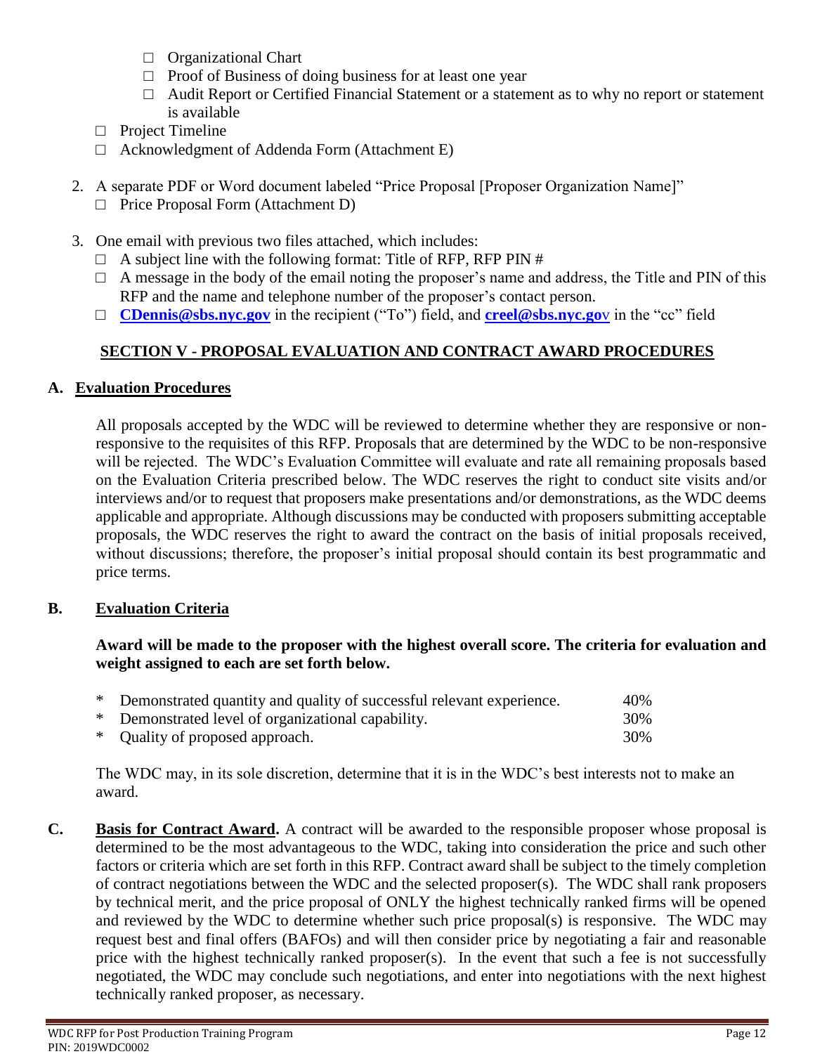- ☐ Organizational Chart
    - ☐ Proof of Business of doing business for at least one year
    - ☐ Audit Report or Certified Financial Statement or a statement as to why no report or statement is available
  - ☐ Project Timeline
  - ☐ Acknowledgment of Addenda Form (Attachment E)

2. A separate PDF or Word document labeled “Price Proposal [Proposer Organization Name]”
   - ☐ Price Proposal Form (Attachment D)

3. One email with previous two files attached, which includes:
   - ☐ A subject line with the following format: Title of RFP, RFP PIN #
   - ☐ A message in the body of the email noting the proposer’s name and address, the Title and PIN of this RFP and the name and telephone number of the proposer’s contact person.
   - ☐ **CDennis@sbs.nyc.gov** in the recipient (“To”) field, and **creel@sbs.nyc.gov** in the “cc” field

## SECTION V - PROPOSAL EVALUATION AND CONTRACT AWARD PROCEDURES

### A. Evaluation Procedures

All proposals accepted by the WDC will be reviewed to determine whether they are responsive or non-responsive to the requisites of this RFP. Proposals that are determined by the WDC to be non-responsive will be rejected. The WDC’s Evaluation Committee will evaluate and rate all remaining proposals based on the Evaluation Criteria prescribed below. The WDC reserves the right to conduct site visits and/or interviews and/or to request that proposers make presentations and/or demonstrations, as the WDC deems applicable and appropriate. Although discussions may be conducted with proposers submitting acceptable proposals, the WDC reserves the right to award the contract on the basis of initial proposals received, without discussions; therefore, the proposer’s initial proposal should contain its best programmatic and price terms.

### B. Evaluation Criteria

**Award will be made to the proposer with the highest overall score. The criteria for evaluation and weight assigned to each are set forth below.**

| | |
|---|---|
| * Demonstrated quantity and quality of successful relevant experience. | 40% |
| * Demonstrated level of organizational capability. | 30% |
| * Quality of proposed approach. | 30% |

The WDC may, in its sole discretion, determine that it is in the WDC’s best interests not to make an award.

**C. Basis for Contract Award.** A contract will be awarded to the responsible proposer whose proposal is determined to be the most advantageous to the WDC, taking into consideration the price and such other factors or criteria which are set forth in this RFP. Contract award shall be subject to the timely completion of contract negotiations between the WDC and the selected proposer(s). The WDC shall rank proposers by technical merit, and the price proposal of ONLY the highest technically ranked firms will be opened and reviewed by the WDC to determine whether such price proposal(s) is responsive. The WDC may request best and final offers (BAFOs) and will then consider price by negotiating a fair and reasonable price with the highest technically ranked proposer(s). In the event that such a fee is not successfully negotiated, the WDC may conclude such negotiations, and enter into negotiations with the next highest technically ranked proposer, as necessary.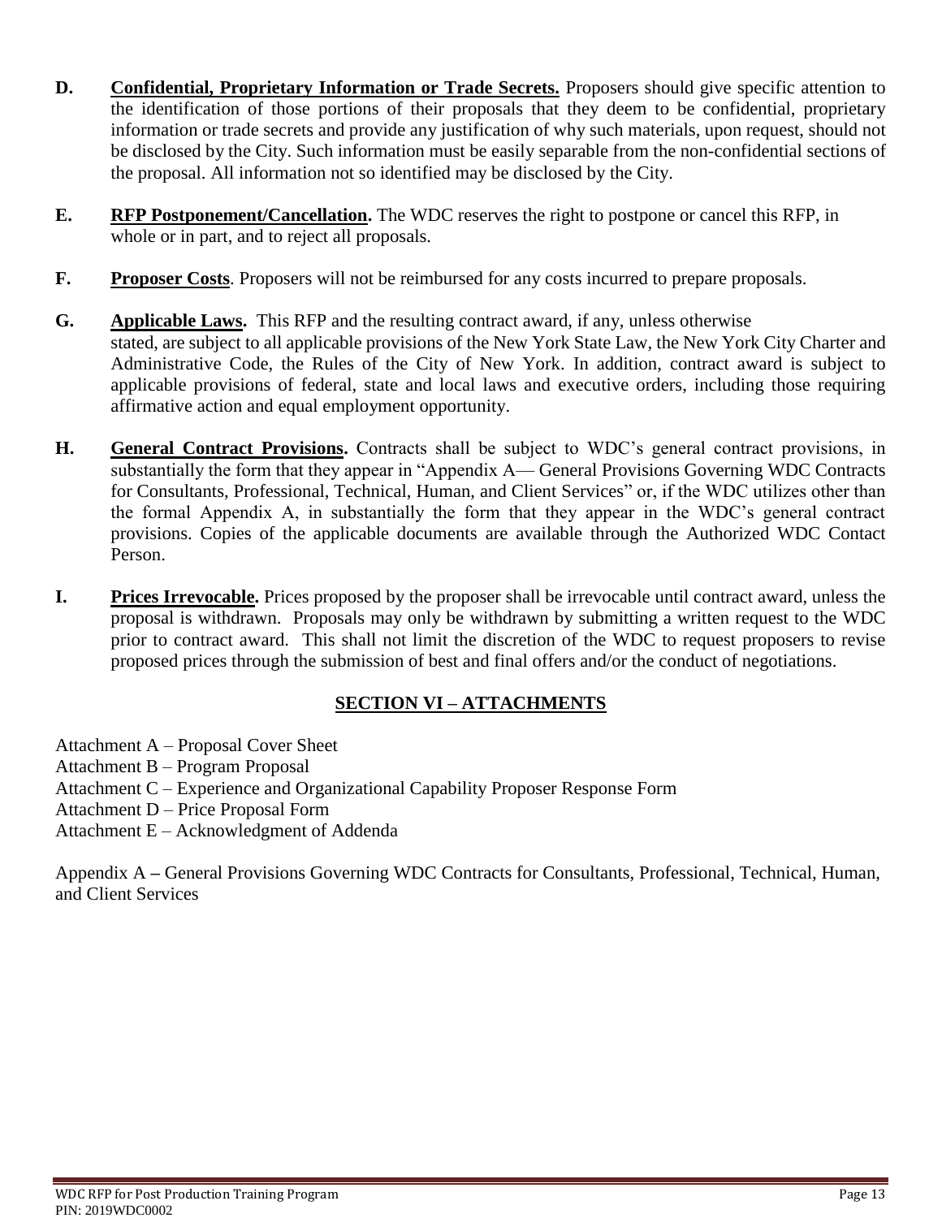**D.** **Confidential, Proprietary Information or Trade Secrets.** Proposers should give specific attention to the identification of those portions of their proposals that they deem to be confidential, proprietary information or trade secrets and provide any justification of why such materials, upon request, should not be disclosed by the City. Such information must be easily separable from the non-confidential sections of the proposal. All information not so identified may be disclosed by the City.

**E.** **RFP Postponement/Cancellation.** The WDC reserves the right to postpone or cancel this RFP, in whole or in part, and to reject all proposals.

**F.** **Proposer Costs**. Proposers will not be reimbursed for any costs incurred to prepare proposals.

**G.** **Applicable Laws.** This RFP and the resulting contract award, if any, unless otherwise stated, are subject to all applicable provisions of the New York State Law, the New York City Charter and Administrative Code, the Rules of the City of New York. In addition, contract award is subject to applicable provisions of federal, state and local laws and executive orders, including those requiring affirmative action and equal employment opportunity.

**H.** **General Contract Provisions.** Contracts shall be subject to WDC's general contract provisions, in substantially the form that they appear in "Appendix A— General Provisions Governing WDC Contracts for Consultants, Professional, Technical, Human, and Client Services" or, if the WDC utilizes other than the formal Appendix A, in substantially the form that they appear in the WDC's general contract provisions. Copies of the applicable documents are available through the Authorized WDC Contact Person.

**I.** **Prices Irrevocable.** Prices proposed by the proposer shall be irrevocable until contract award, unless the proposal is withdrawn. Proposals may only be withdrawn by submitting a written request to the WDC prior to contract award. This shall not limit the discretion of the WDC to request proposers to revise proposed prices through the submission of best and final offers and/or the conduct of negotiations.

## SECTION VI – ATTACHMENTS

Attachment A – Proposal Cover Sheet
Attachment B – Program Proposal
Attachment C – Experience and Organizational Capability Proposer Response Form
Attachment D – Price Proposal Form
Attachment E – Acknowledgment of Addenda

Appendix A – General Provisions Governing WDC Contracts for Consultants, Professional, Technical, Human, and Client Services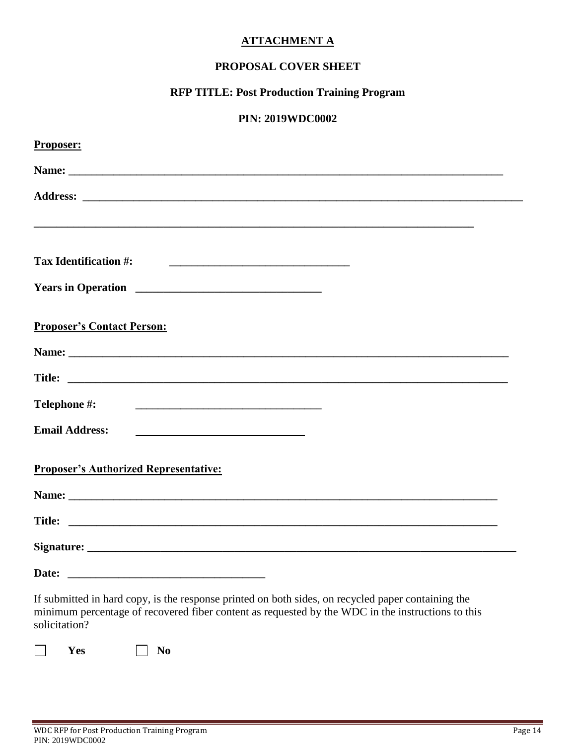# ATTACHMENT A

## PROPOSAL COVER SHEET

## RFP TITLE: Post Production Training Program

## PIN: 2019WDC0002

**Proposer:**

**Name:** ____________________________________________________________________________

**Address:** __________________________________________________________________________

_____________________________________________________________________________

**Tax Identification #:** ______________________________

**Years in Operation** ______________________________

**Proposer's Contact Person:**

**Name:** ____________________________________________________________________________

**Title:** ____________________________________________________________________________

**Telephone #:** ______________________________

**Email Address:** ___________________________

**Proposer's Authorized Representative:**

**Name:** ____________________________________________________________________________

**Title:** ____________________________________________________________________________

**Signature:** ________________________________________________________________________

**Date:** ________________________________

If submitted in hard copy, is the response printed on both sides, on recycled paper containing the minimum percentage of recovered fiber content as requested by the WDC in the instructions to this solicitation?

☐ **Yes** ☐ **No**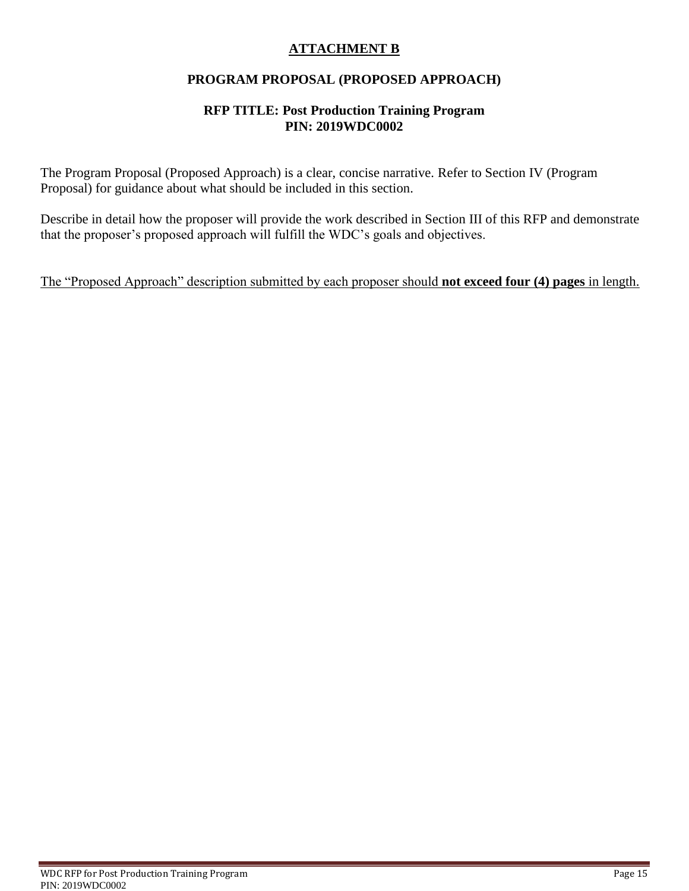# ATTACHMENT B

## PROGRAM PROPOSAL (PROPOSED APPROACH)

**RFP TITLE: Post Production Training Program**
**PIN: 2019WDC0002**

The Program Proposal (Proposed Approach) is a clear, concise narrative. Refer to Section IV (Program Proposal) for guidance about what should be included in this section.

Describe in detail how the proposer will provide the work described in Section III of this RFP and demonstrate that the proposer's proposed approach will fulfill the WDC's goals and objectives.

The "Proposed Approach" description submitted by each proposer should **not exceed four (4) pages** in length.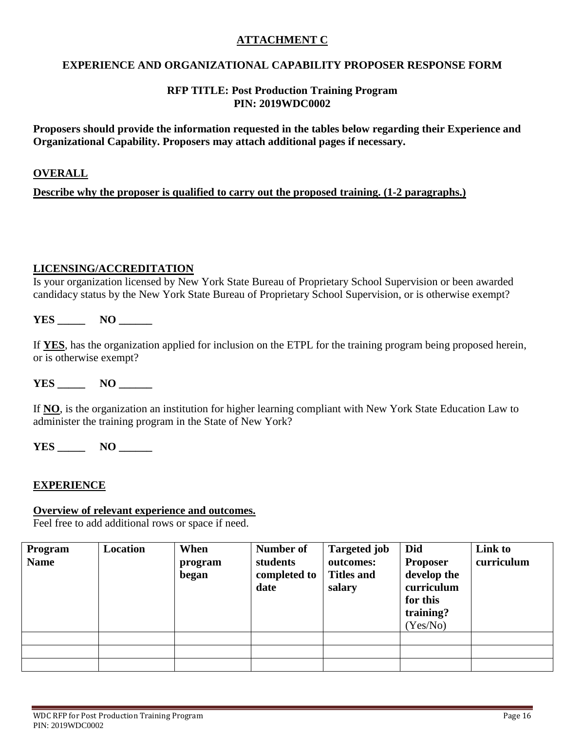**ATTACHMENT C**

**EXPERIENCE AND ORGANIZATIONAL CAPABILITY PROPOSER RESPONSE FORM**

**RFP TITLE: Post Production Training Program**
**PIN: 2019WDC0002**

**Proposers should provide the information requested in the tables below regarding their Experience and Organizational Capability. Proposers may attach additional pages if necessary.**

**OVERALL**

**Describe why the proposer is qualified to carry out the proposed training. (1-2 paragraphs.)**

**LICENSING/ACCREDITATION**

Is your organization licensed by New York State Bureau of Proprietary School Supervision or been awarded candidacy status by the New York State Bureau of Proprietary School Supervision, or is otherwise exempt?

**YES _____ NO ______**

If **YES**, has the organization applied for inclusion on the ETPL for the training program being proposed herein, or is otherwise exempt?

**YES _____ NO ______**

If **NO**, is the organization an institution for higher learning compliant with New York State Education Law to administer the training program in the State of New York?

**YES _____ NO ______**

**EXPERIENCE**

**Overview of relevant experience and outcomes.**

Feel free to add additional rows or space if need.

| **Program Name** | **Location** | **When program began** | **Number of students completed to date** | **Targeted job outcomes: Titles and salary** | **Did Proposer develop the curriculum for this training?** (Yes/No) | **Link to curriculum** |
|---|---|---|---|---|---|---|
| | | | | | | |
| | | | | | | |
| | | | | | | |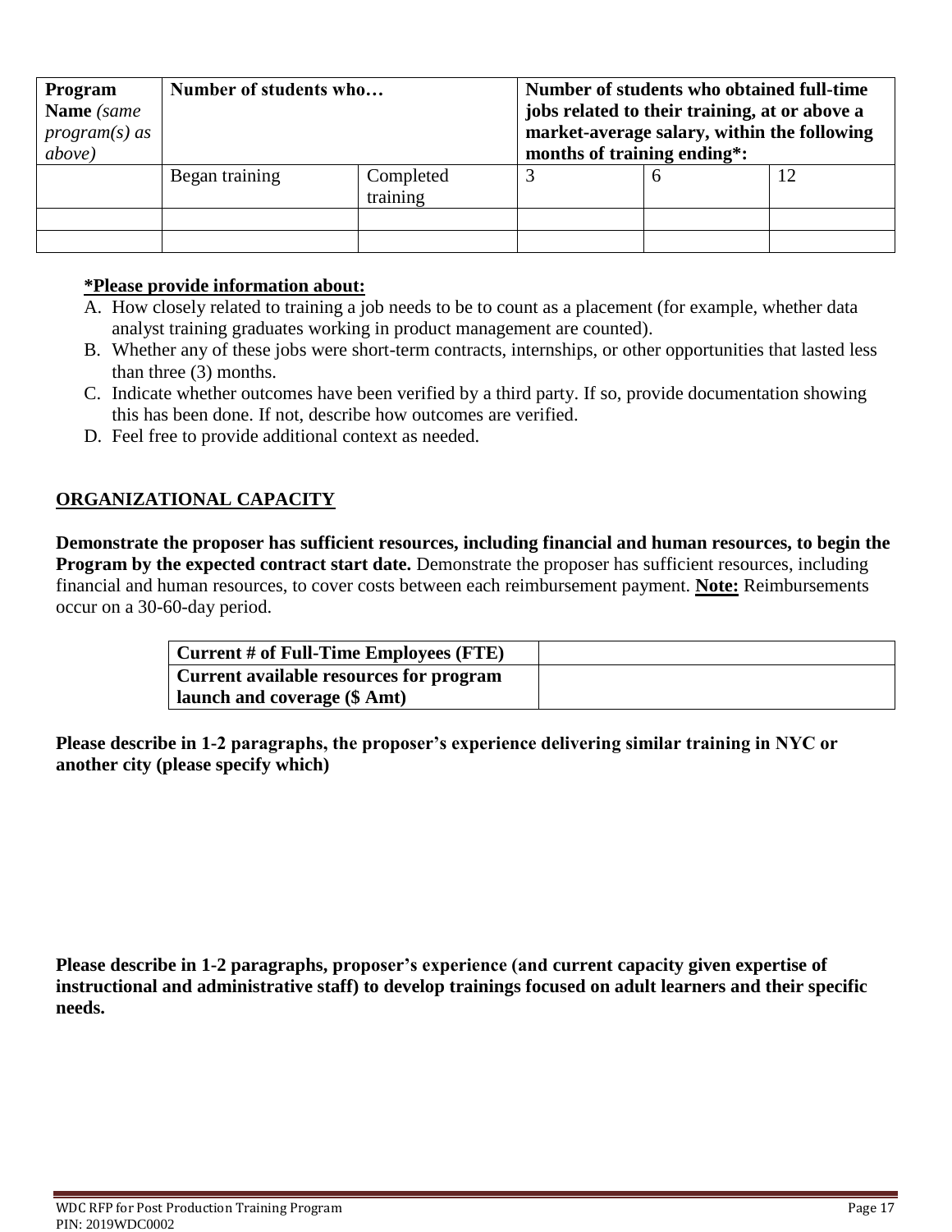| **Program Name** *(same program(s) as above)* | **Number of students who…** | | **Number of students who obtained full-time jobs related to their training, at or above a market-average salary, within the following months of training ending*:** | | |
|---|---|---|---|---|---|
| | Began training | Completed training | 3 | 6 | 12 |
| | | | | | |
| | | | | | |

**\*Please provide information about:**

A. How closely related to training a job needs to be to count as a placement (for example, whether data analyst training graduates working in product management are counted).
B. Whether any of these jobs were short-term contracts, internships, or other opportunities that lasted less than three (3) months.
C. Indicate whether outcomes have been verified by a third party. If so, provide documentation showing this has been done. If not, describe how outcomes are verified.
D. Feel free to provide additional context as needed.

## ORGANIZATIONAL CAPACITY

**Demonstrate the proposer has sufficient resources, including financial and human resources, to begin the Program by the expected contract start date.** Demonstrate the proposer has sufficient resources, including financial and human resources, to cover costs between each reimbursement payment. **Note:** Reimbursements occur on a 30-60-day period.

| **Current # of Full-Time Employees (FTE)** | |
|---|---|
| **Current available resources for program launch and coverage ($ Amt)** | |

**Please describe in 1-2 paragraphs, the proposer's experience delivering similar training in NYC or another city (please specify which)**

**Please describe in 1-2 paragraphs, proposer's experience (and current capacity given expertise of instructional and administrative staff) to develop trainings focused on adult learners and their specific needs.**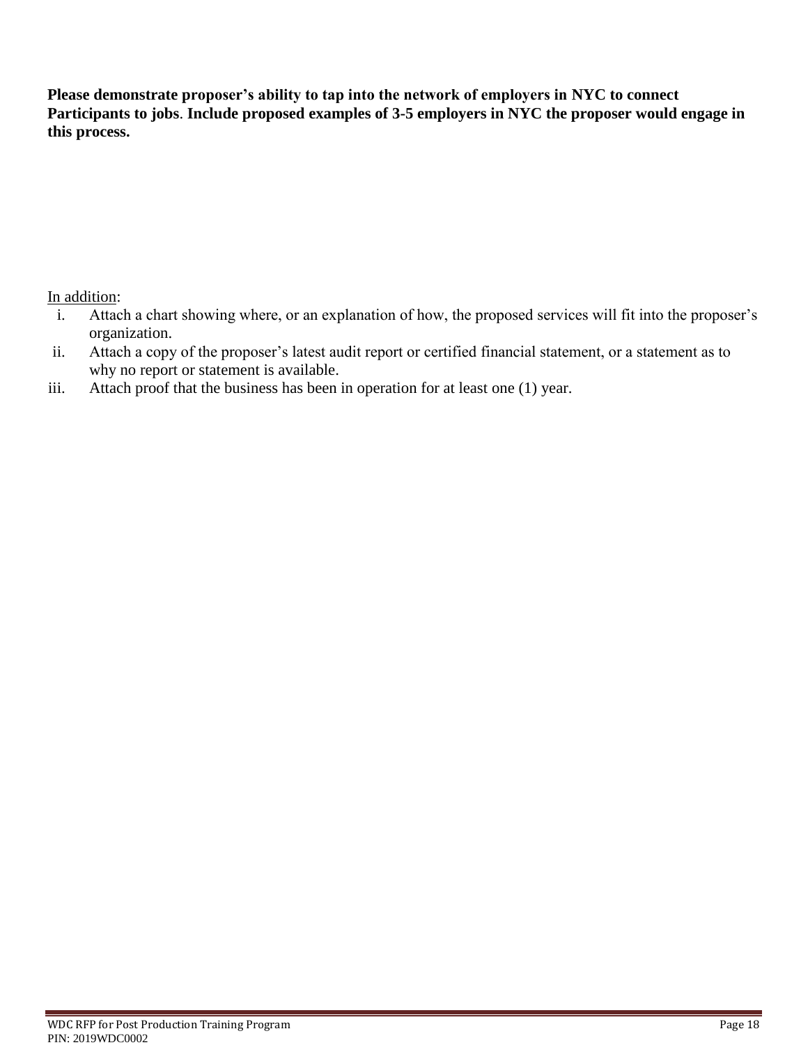**Please demonstrate proposer's ability to tap into the network of employers in NYC to connect Participants to jobs. Include proposed examples of 3-5 employers in NYC the proposer would engage in this process.**

<u>In addition</u>:

i. Attach a chart showing where, or an explanation of how, the proposed services will fit into the proposer's organization.
ii. Attach a copy of the proposer's latest audit report or certified financial statement, or a statement as to why no report or statement is available.
iii. Attach proof that the business has been in operation for at least one (1) year.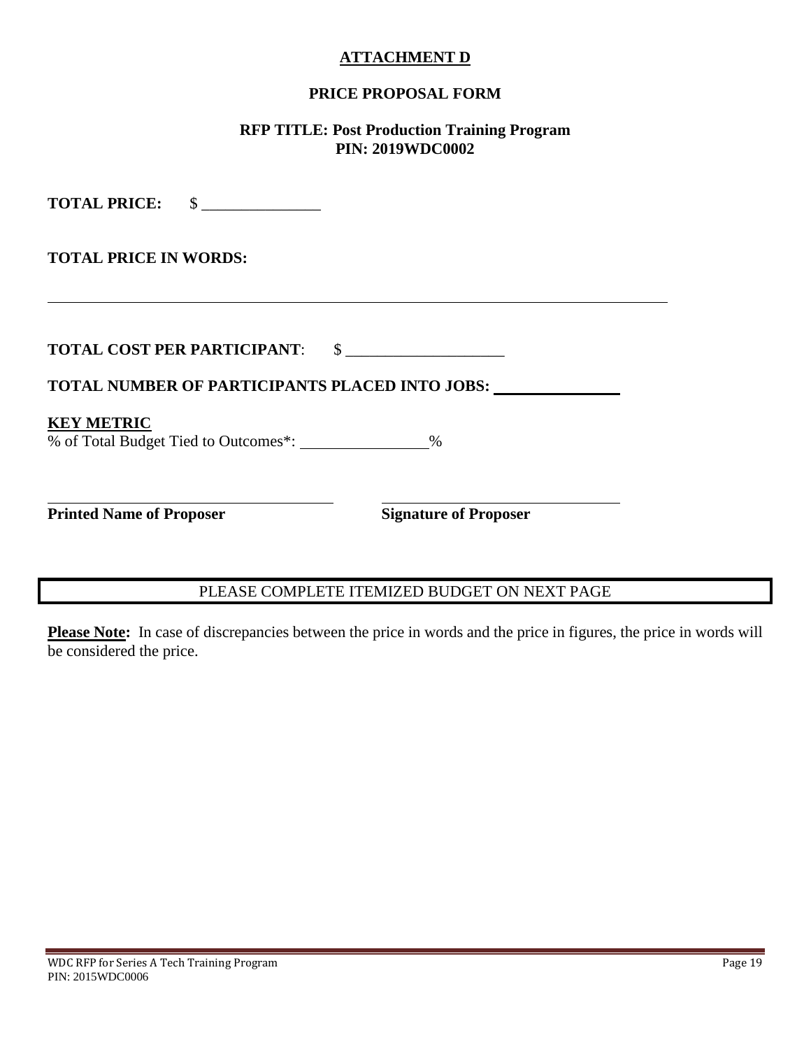# ATTACHMENT D

## PRICE PROPOSAL FORM

### RFP TITLE: Post Production Training Program
### PIN: 2019WDC0002

**TOTAL PRICE:** $ _______________

**TOTAL PRICE IN WORDS:**

_______________________________________________________________________________

**TOTAL COST PER PARTICIPANT**: $ ____________________

**TOTAL NUMBER OF PARTICIPANTS PLACED INTO JOBS:** ________________

**KEY METRIC**

% of Total Budget Tied to Outcomes*: ________________%

____________________________________ ______________________________

**Printed Name of Proposer** **Signature of Proposer**

PLEASE COMPLETE ITEMIZED BUDGET ON NEXT PAGE

**Please Note:** In case of discrepancies between the price in words and the price in figures, the price in words will be considered the price.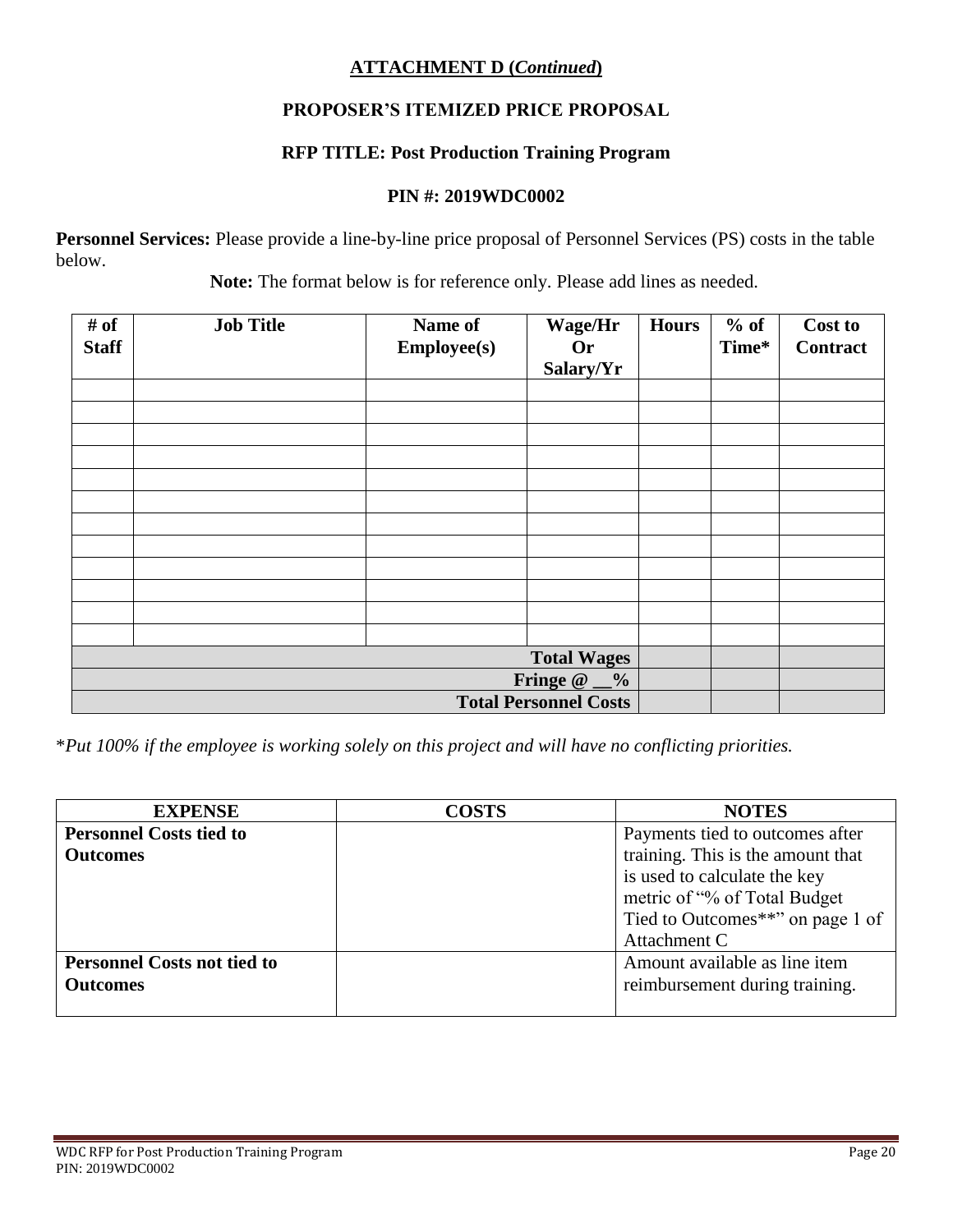**ATTACHMENT D (*Continued*)**

**PROPOSER'S ITEMIZED PRICE PROPOSAL**

**RFP TITLE: Post Production Training Program**

**PIN #: 2019WDC0002**

**Personnel Services:** Please provide a line-by-line price proposal of Personnel Services (PS) costs in the table below.

**Note:** The format below is for reference only. Please add lines as needed.

| # of Staff | Job Title | Name of Employee(s) | Wage/Hr Or Salary/Yr | Hours | % of Time* | Cost to Contract |
|---|---|---|---|---|---|---|
| | | | | | | |
| | | | | | | |
| | | | | | | |
| | | | | | | |
| | | | | | | |
| | | | | | | |
| | | | | | | |
| | | | | | | |
| | | | | | | |
| | | | | | | |
| | | | | | | |
| | | | | | | |
| | | | **Total Wages** | | | |
| | | | **Fringe @ __%** | | | |
| | | | **Total Personnel Costs** | | | |

**Put 100% if the employee is working solely on this project and will have no conflicting priorities.*

| EXPENSE | COSTS | NOTES |
|---|---|---|
| **Personnel Costs tied to Outcomes** | | Payments tied to outcomes after training. This is the amount that is used to calculate the key metric of "% of Total Budget Tied to Outcomes**" on page 1 of Attachment C |
| **Personnel Costs not tied to Outcomes** | | Amount available as line item reimbursement during training. |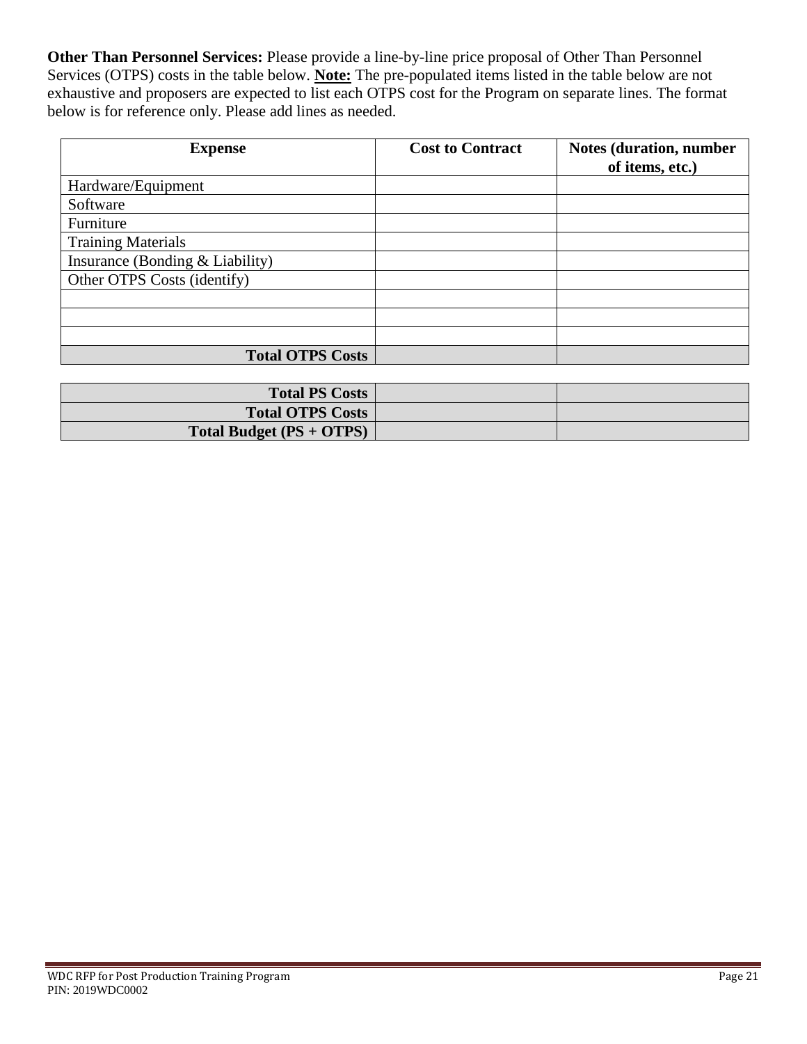**Other Than Personnel Services:** Please provide a line-by-line price proposal of Other Than Personnel Services (OTPS) costs in the table below. **Note:** The pre-populated items listed in the table below are not exhaustive and proposers are expected to list each OTPS cost for the Program on separate lines. The format below is for reference only. Please add lines as needed.

| Expense | Cost to Contract | Notes (duration, number of items, etc.) |
|---|---|---|
| Hardware/Equipment | | |
| Software | | |
| Furniture | | |
| Training Materials | | |
| Insurance (Bonding & Liability) | | |
| Other OTPS Costs (identify) | | |
| | | |
| | | |
| | | |
| **Total OTPS Costs** | | |

| | | |
|---|---|---|
| **Total PS Costs** | | |
| **Total OTPS Costs** | | |
| **Total Budget (PS + OTPS)** | | |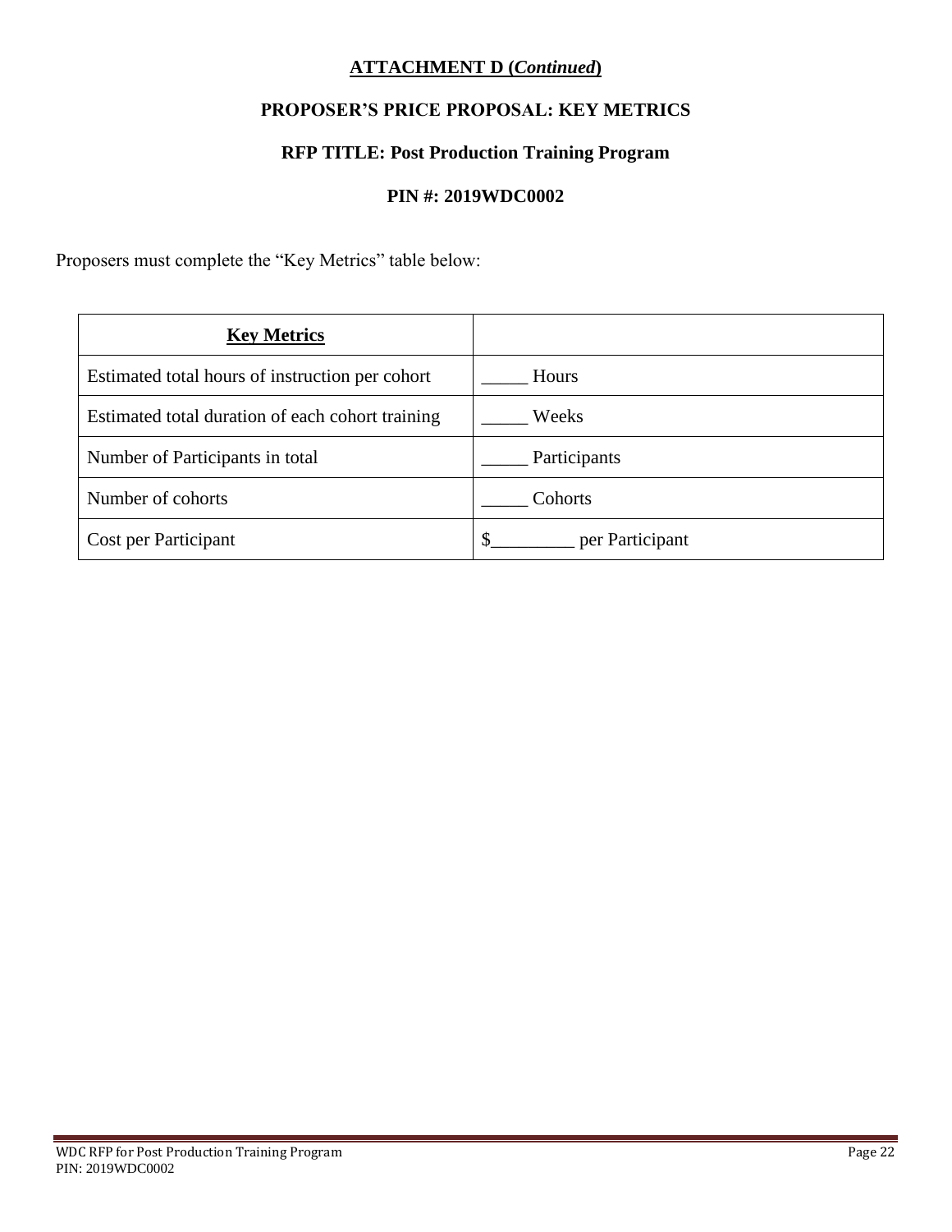**ATTACHMENT D (*Continued*)**

**PROPOSER'S PRICE PROPOSAL: KEY METRICS**

**RFP TITLE: Post Production Training Program**

**PIN #: 2019WDC0002**

Proposers must complete the "Key Metrics" table below:

| **Key Metrics** | |
|---|---|
| Estimated total hours of instruction per cohort | _____ Hours |
| Estimated total duration of each cohort training | _____ Weeks |
| Number of Participants in total | _____ Participants |
| Number of cohorts | _____ Cohorts |
| Cost per Participant | $_________ per Participant |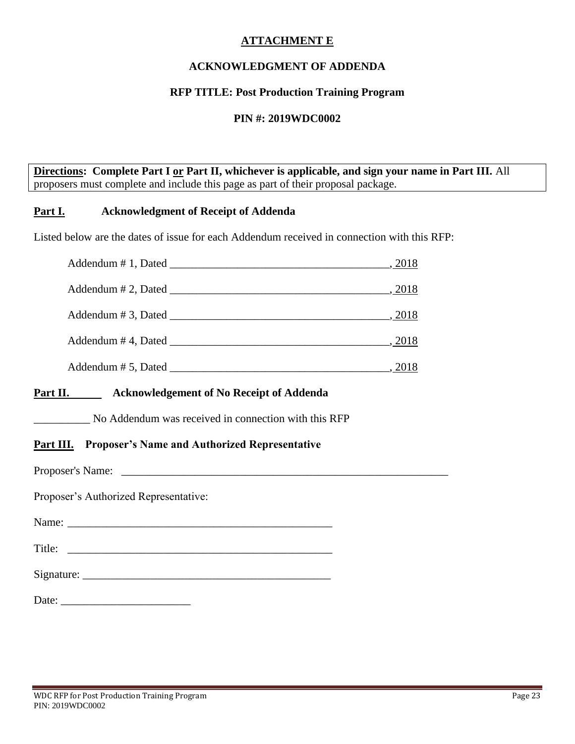**ATTACHMENT E**

**ACKNOWLEDGMENT OF ADDENDA**

**RFP TITLE: Post Production Training Program**

**PIN #: 2019WDC0002**

**Directions: Complete Part I or Part II, whichever is applicable, and sign your name in Part III.** All proposers must complete and include this page as part of their proposal package.

**Part I. Acknowledgment of Receipt of Addenda**

Listed below are the dates of issue for each Addendum received in connection with this RFP:

Addendum # 1, Dated ________________________________________, 2018

Addendum # 2, Dated ________________________________________, 2018

Addendum # 3, Dated ________________________________________, 2018

Addendum # 4, Dated ________________________________________, 2018

Addendum # 5, Dated ________________________________________, 2018

**Part II. Acknowledgement of No Receipt of Addenda**

__________ No Addendum was received in connection with this RFP

**Part III. Proposer's Name and Authorized Representative**

Proposer's Name: ____________________________________________________________

Proposer's Authorized Representative:

Name: _________________________________________________

Title: _________________________________________________

Signature: _____________________________________________

Date: _______________________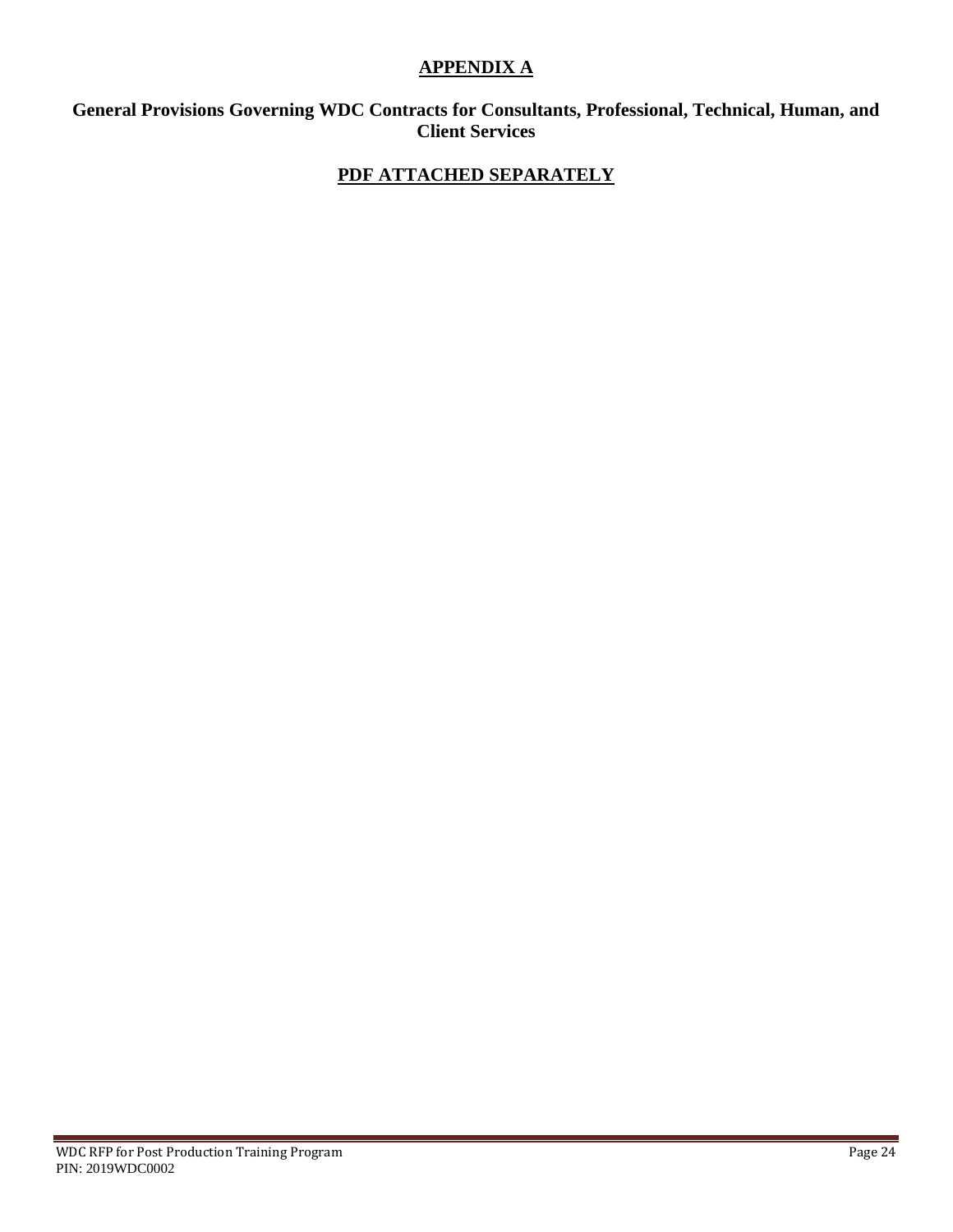# APPENDIX A

## General Provisions Governing WDC Contracts for Consultants, Professional, Technical, Human, and Client Services

## PDF ATTACHED SEPARATELY